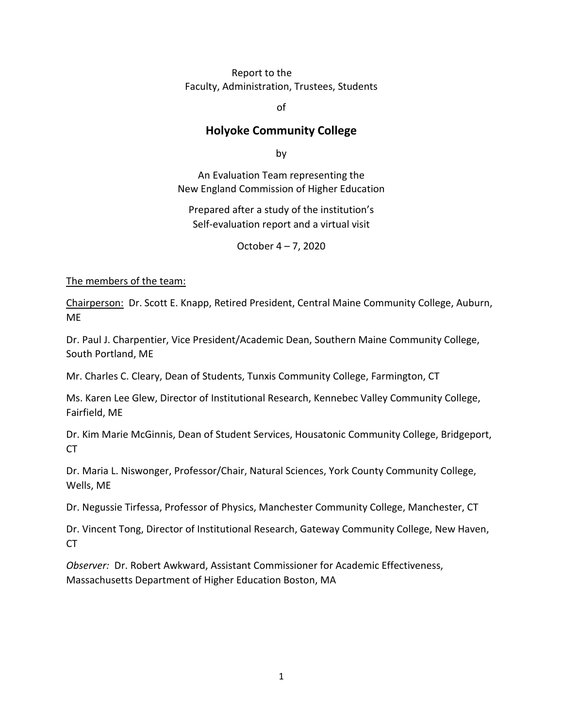Report to the
Faculty, Administration, Trustees, Students

of

# Holyoke Community College

by

An Evaluation Team representing the
New England Commission of Higher Education

Prepared after a study of the institution's
Self-evaluation report and a virtual visit

October 4 – 7, 2020

The members of the team:

Chairperson: Dr. Scott E. Knapp, Retired President, Central Maine Community College, Auburn, ME

Dr. Paul J. Charpentier, Vice President/Academic Dean, Southern Maine Community College, South Portland, ME

Mr. Charles C. Cleary, Dean of Students, Tunxis Community College, Farmington, CT

Ms. Karen Lee Glew, Director of Institutional Research, Kennebec Valley Community College, Fairfield, ME

Dr. Kim Marie McGinnis, Dean of Student Services, Housatonic Community College, Bridgeport, CT

Dr. Maria L. Niswonger, Professor/Chair, Natural Sciences, York County Community College, Wells, ME

Dr. Negussie Tirfessa, Professor of Physics, Manchester Community College, Manchester, CT

Dr. Vincent Tong, Director of Institutional Research, Gateway Community College, New Haven, CT

*Observer:* Dr. Robert Awkward, Assistant Commissioner for Academic Effectiveness, Massachusetts Department of Higher Education Boston, MA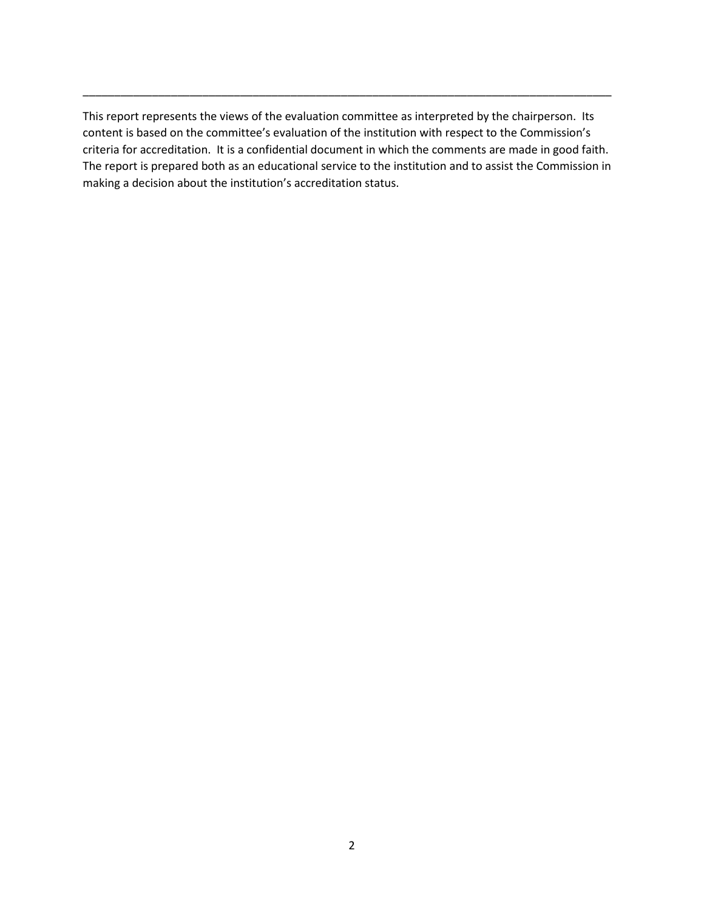---

This report represents the views of the evaluation committee as interpreted by the chairperson. Its content is based on the committee's evaluation of the institution with respect to the Commission's criteria for accreditation. It is a confidential document in which the comments are made in good faith. The report is prepared both as an educational service to the institution and to assist the Commission in making a decision about the institution's accreditation status.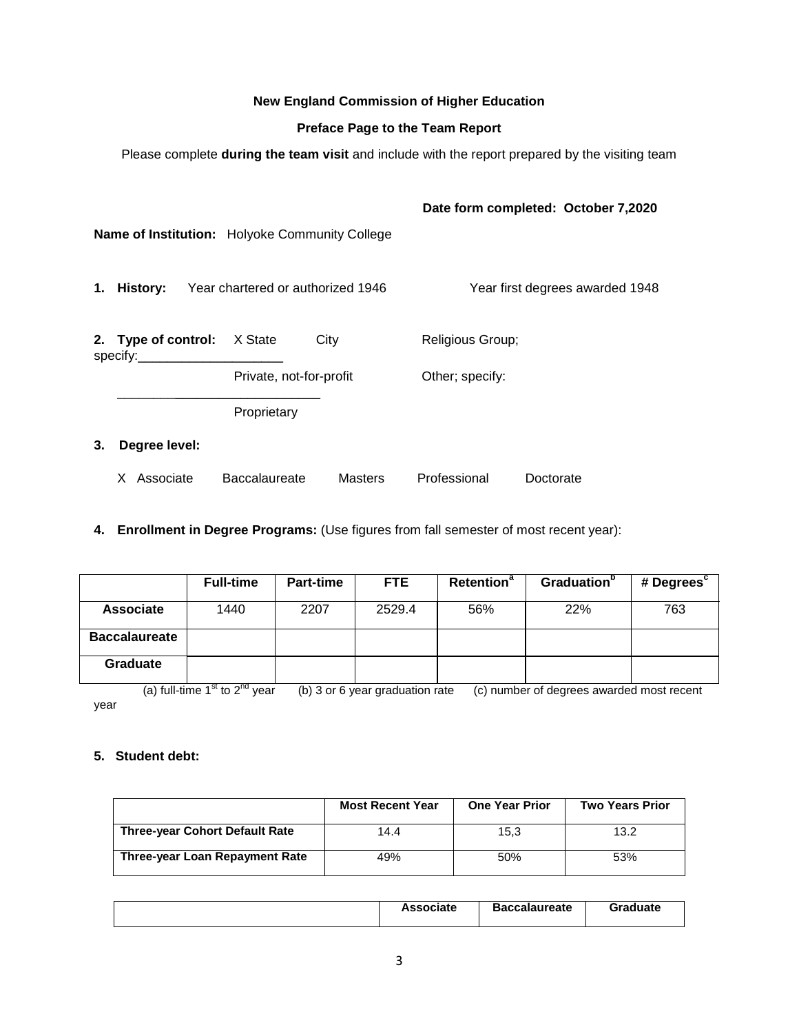**New England Commission of Higher Education**

**Preface Page to the Team Report**

Please complete **during the team visit** and include with the report prepared by the visiting team

**Date form completed: October 7,2020**

**Name of Institution:** Holyoke Community College

**1. History:** Year chartered or authorized 1946 Year first degrees awarded 1948

**2. Type of control:** X State City Religious Group; specify:\_\_\_\_\_\_\_\_\_\_\_\_\_\_\_\_\_\_\_\_

Private, not-for-profit Other; specify: \_\_\_\_\_\_\_\_\_\_\_\_\_\_\_\_\_\_\_\_\_\_\_\_\_\_\_\_\_\_

Proprietary

**3. Degree level:**

X Associate Baccalaureate Masters Professional Doctorate

**4. Enrollment in Degree Programs:** (Use figures from fall semester of most recent year):

| | Full-time | Part-time | FTE | Retention[a] | Graduation[b] | # Degrees[c] |
|---|---|---|---|---|---|---|
| **Associate** | 1440 | 2207 | 2529.4 | 56% | 22% | 763 |
| **Baccalaureate** | | | | | | |
| **Graduate** | | | | | | |

(a) full-time 1st to 2nd year (b) 3 or 6 year graduation rate (c) number of degrees awarded most recent year

**5. Student debt:**

| | Most Recent Year | One Year Prior | Two Years Prior |
|---|---|---|---|
| **Three-year Cohort Default Rate** | 14.4 | 15,3 | 13.2 |
| **Three-year Loan Repayment Rate** | 49% | 50% | 53% |

| | Associate | Baccalaureate | Graduate |
|---|---|---|---|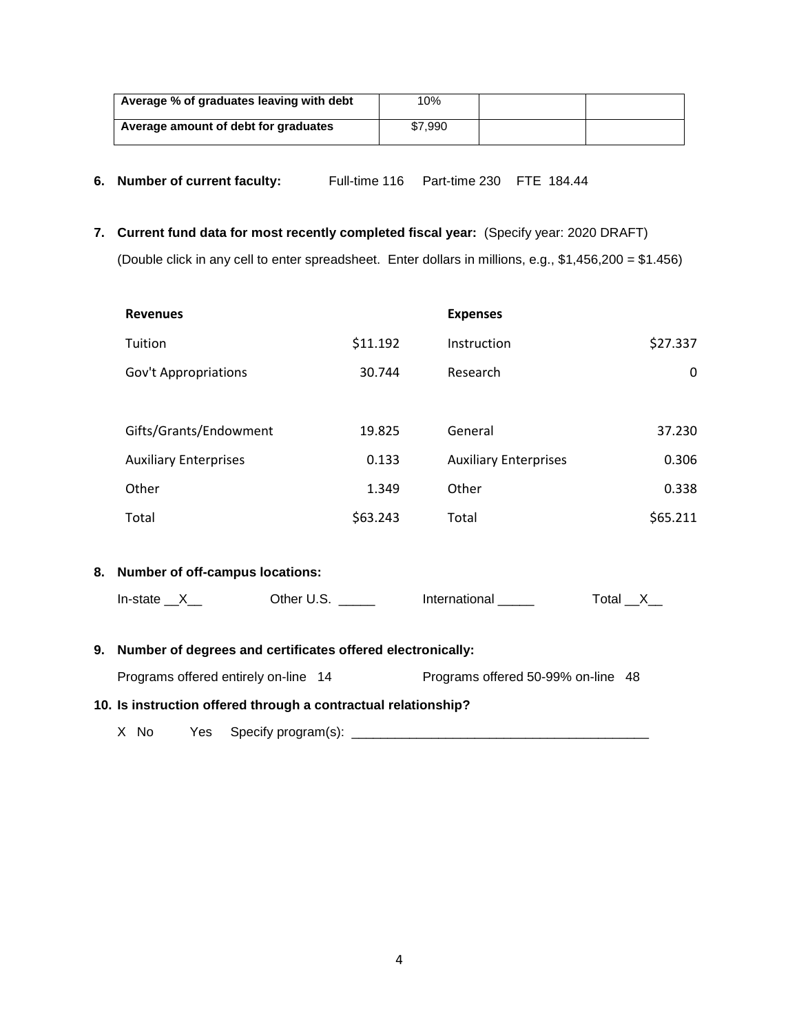| Average % of graduates leaving with debt | 10% | | |
|---|---|---|---|
| Average amount of debt for graduates | $7,990 | | |

**6. Number of current faculty:** Full-time 116 Part-time 230 FTE 184.44

**7. Current fund data for most recently completed fiscal year:** (Specify year: 2020 DRAFT)

(Double click in any cell to enter spreadsheet. Enter dollars in millions, e.g., $1,456,200 = $1.456)

| **Revenues** | | **Expenses** | |
|---|---|---|---|
| Tuition | $11.192 | Instruction | $27.337 |
| Gov't Appropriations | 30.744 | Research | 0 |
| Gifts/Grants/Endowment | 19.825 | General | 37.230 |
| Auxiliary Enterprises | 0.133 | Auxiliary Enterprises | 0.306 |
| Other | 1.349 | Other | 0.338 |
| Total | $63.243 | Total | $65.211 |

**8. Number of off-campus locations:**

In-state \_\_X\_\_ Other U.S. \_\_\_\_\_ International \_\_\_\_\_ Total \_\_X\_\_

**9. Number of degrees and certificates offered electronically:**

Programs offered entirely on-line 14 Programs offered 50-99% on-line 48

**10. Is instruction offered through a contractual relationship?**

X No Yes Specify program(s): \_\_\_\_\_\_\_\_\_\_\_\_\_\_\_\_\_\_\_\_\_\_\_\_\_\_\_\_\_\_\_\_\_\_\_\_\_\_\_\_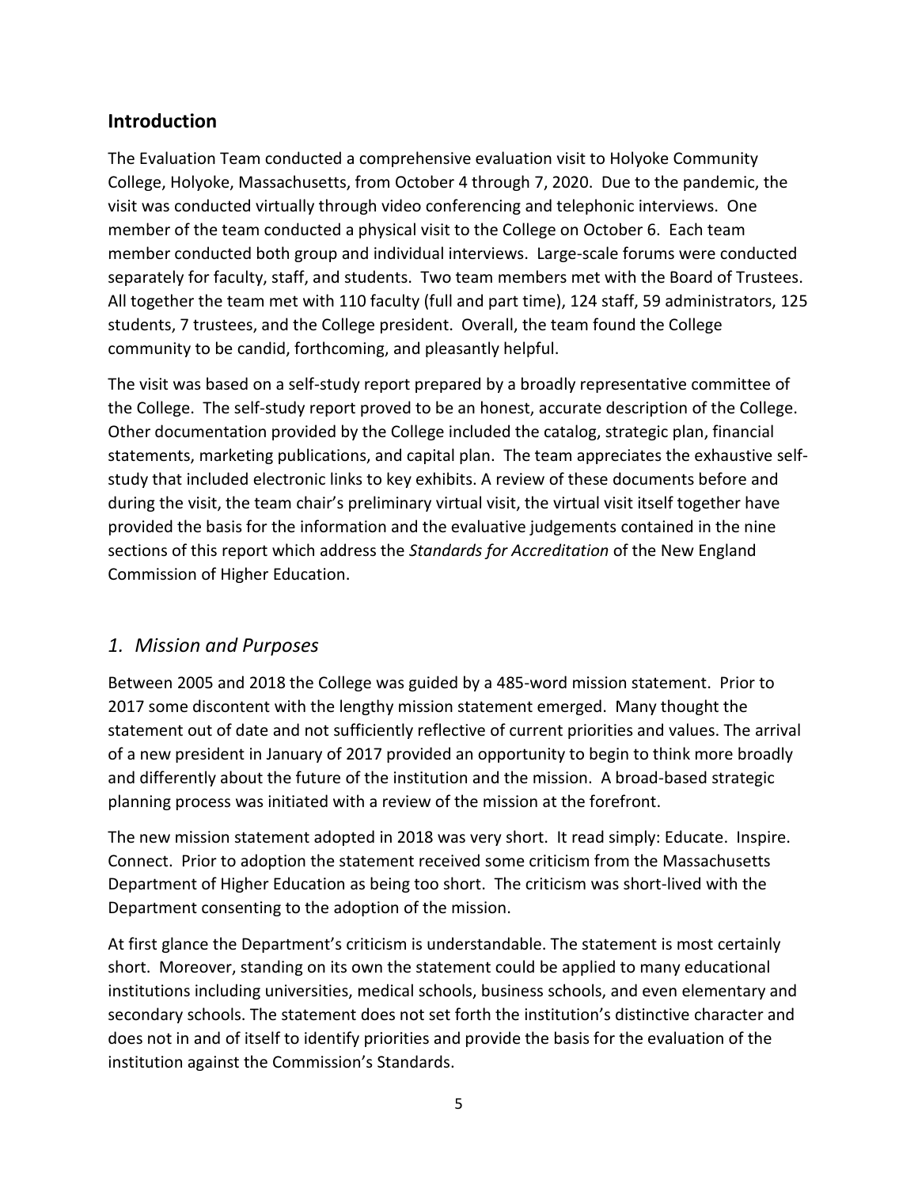## Introduction

The Evaluation Team conducted a comprehensive evaluation visit to Holyoke Community College, Holyoke, Massachusetts, from October 4 through 7, 2020. Due to the pandemic, the visit was conducted virtually through video conferencing and telephonic interviews. One member of the team conducted a physical visit to the College on October 6. Each team member conducted both group and individual interviews. Large-scale forums were conducted separately for faculty, staff, and students. Two team members met with the Board of Trustees. All together the team met with 110 faculty (full and part time), 124 staff, 59 administrators, 125 students, 7 trustees, and the College president. Overall, the team found the College community to be candid, forthcoming, and pleasantly helpful.

The visit was based on a self-study report prepared by a broadly representative committee of the College. The self-study report proved to be an honest, accurate description of the College. Other documentation provided by the College included the catalog, strategic plan, financial statements, marketing publications, and capital plan. The team appreciates the exhaustive self-study that included electronic links to key exhibits. A review of these documents before and during the visit, the team chair's preliminary virtual visit, the virtual visit itself together have provided the basis for the information and the evaluative judgements contained in the nine sections of this report which address the *Standards for Accreditation* of the New England Commission of Higher Education.

## *1. Mission and Purposes*

Between 2005 and 2018 the College was guided by a 485-word mission statement. Prior to 2017 some discontent with the lengthy mission statement emerged. Many thought the statement out of date and not sufficiently reflective of current priorities and values. The arrival of a new president in January of 2017 provided an opportunity to begin to think more broadly and differently about the future of the institution and the mission. A broad-based strategic planning process was initiated with a review of the mission at the forefront.

The new mission statement adopted in 2018 was very short. It read simply: Educate. Inspire. Connect. Prior to adoption the statement received some criticism from the Massachusetts Department of Higher Education as being too short. The criticism was short-lived with the Department consenting to the adoption of the mission.

At first glance the Department's criticism is understandable. The statement is most certainly short. Moreover, standing on its own the statement could be applied to many educational institutions including universities, medical schools, business schools, and even elementary and secondary schools. The statement does not set forth the institution's distinctive character and does not in and of itself to identify priorities and provide the basis for the evaluation of the institution against the Commission's Standards.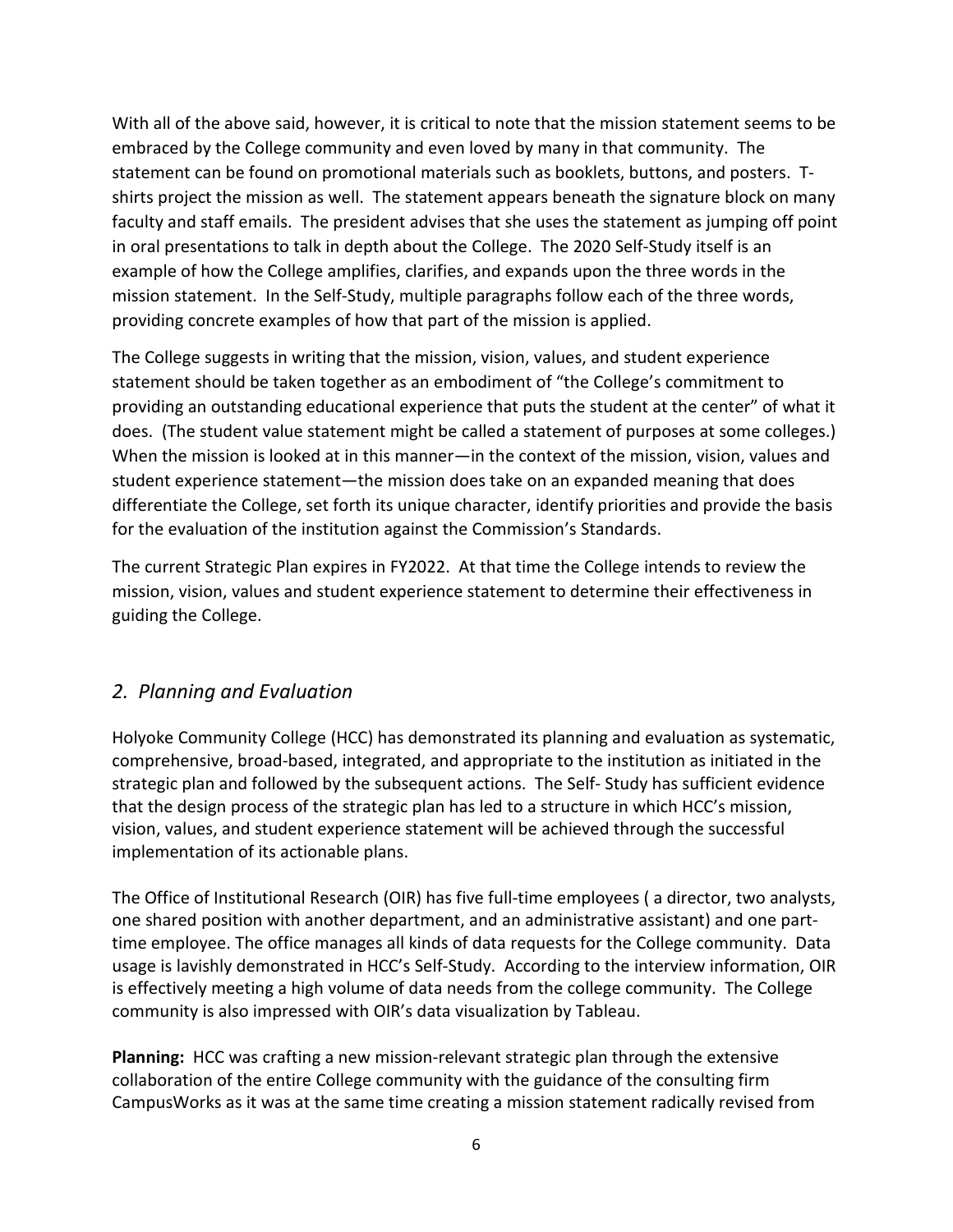With all of the above said, however, it is critical to note that the mission statement seems to be embraced by the College community and even loved by many in that community. The statement can be found on promotional materials such as booklets, buttons, and posters. T-shirts project the mission as well. The statement appears beneath the signature block on many faculty and staff emails. The president advises that she uses the statement as jumping off point in oral presentations to talk in depth about the College. The 2020 Self-Study itself is an example of how the College amplifies, clarifies, and expands upon the three words in the mission statement. In the Self-Study, multiple paragraphs follow each of the three words, providing concrete examples of how that part of the mission is applied.

The College suggests in writing that the mission, vision, values, and student experience statement should be taken together as an embodiment of "the College's commitment to providing an outstanding educational experience that puts the student at the center" of what it does. (The student value statement might be called a statement of purposes at some colleges.) When the mission is looked at in this manner—in the context of the mission, vision, values and student experience statement—the mission does take on an expanded meaning that does differentiate the College, set forth its unique character, identify priorities and provide the basis for the evaluation of the institution against the Commission's Standards.

The current Strategic Plan expires in FY2022. At that time the College intends to review the mission, vision, values and student experience statement to determine their effectiveness in guiding the College.

## *2. Planning and Evaluation*

Holyoke Community College (HCC) has demonstrated its planning and evaluation as systematic, comprehensive, broad-based, integrated, and appropriate to the institution as initiated in the strategic plan and followed by the subsequent actions. The Self- Study has sufficient evidence that the design process of the strategic plan has led to a structure in which HCC's mission, vision, values, and student experience statement will be achieved through the successful implementation of its actionable plans.

The Office of Institutional Research (OIR) has five full-time employees ( a director, two analysts, one shared position with another department, and an administrative assistant) and one part-time employee. The office manages all kinds of data requests for the College community. Data usage is lavishly demonstrated in HCC's Self-Study. According to the interview information, OIR is effectively meeting a high volume of data needs from the college community. The College community is also impressed with OIR's data visualization by Tableau.

**Planning:** HCC was crafting a new mission-relevant strategic plan through the extensive collaboration of the entire College community with the guidance of the consulting firm CampusWorks as it was at the same time creating a mission statement radically revised from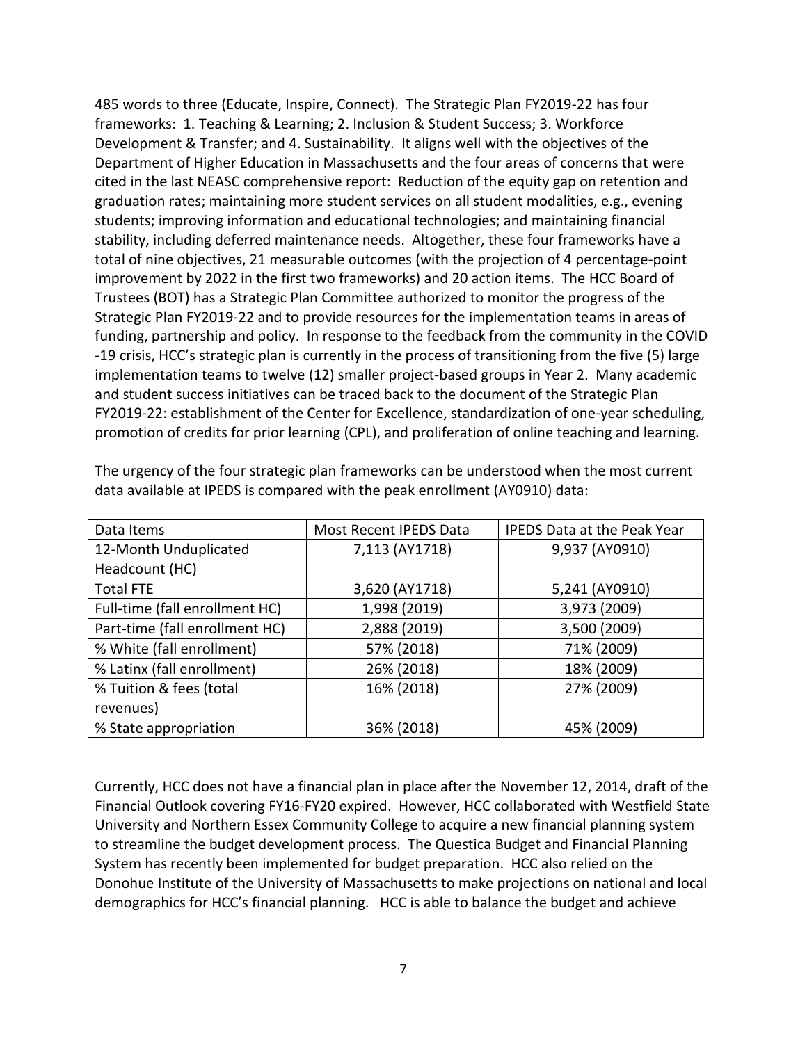485 words to three (Educate, Inspire, Connect). The Strategic Plan FY2019-22 has four frameworks: 1. Teaching & Learning; 2. Inclusion & Student Success; 3. Workforce Development & Transfer; and 4. Sustainability. It aligns well with the objectives of the Department of Higher Education in Massachusetts and the four areas of concerns that were cited in the last NEASC comprehensive report: Reduction of the equity gap on retention and graduation rates; maintaining more student services on all student modalities, e.g., evening students; improving information and educational technologies; and maintaining financial stability, including deferred maintenance needs. Altogether, these four frameworks have a total of nine objectives, 21 measurable outcomes (with the projection of 4 percentage-point improvement by 2022 in the first two frameworks) and 20 action items. The HCC Board of Trustees (BOT) has a Strategic Plan Committee authorized to monitor the progress of the Strategic Plan FY2019-22 and to provide resources for the implementation teams in areas of funding, partnership and policy. In response to the feedback from the community in the COVID -19 crisis, HCC's strategic plan is currently in the process of transitioning from the five (5) large implementation teams to twelve (12) smaller project-based groups in Year 2. Many academic and student success initiatives can be traced back to the document of the Strategic Plan FY2019-22: establishment of the Center for Excellence, standardization of one-year scheduling, promotion of credits for prior learning (CPL), and proliferation of online teaching and learning.

The urgency of the four strategic plan frameworks can be understood when the most current data available at IPEDS is compared with the peak enrollment (AY0910) data:

| Data Items | Most Recent IPEDS Data | IPEDS Data at the Peak Year |
|---|---|---|
| 12-Month Unduplicated Headcount (HC) | 7,113 (AY1718) | 9,937 (AY0910) |
| Total FTE | 3,620 (AY1718) | 5,241 (AY0910) |
| Full-time (fall enrollment HC) | 1,998 (2019) | 3,973 (2009) |
| Part-time (fall enrollment HC) | 2,888 (2019) | 3,500 (2009) |
| % White (fall enrollment) | 57% (2018) | 71% (2009) |
| % Latinx (fall enrollment) | 26% (2018) | 18% (2009) |
| % Tuition & fees (total revenues) | 16% (2018) | 27% (2009) |
| % State appropriation | 36% (2018) | 45% (2009) |

Currently, HCC does not have a financial plan in place after the November 12, 2014, draft of the Financial Outlook covering FY16-FY20 expired. However, HCC collaborated with Westfield State University and Northern Essex Community College to acquire a new financial planning system to streamline the budget development process. The Questica Budget and Financial Planning System has recently been implemented for budget preparation. HCC also relied on the Donohue Institute of the University of Massachusetts to make projections on national and local demographics for HCC's financial planning. HCC is able to balance the budget and achieve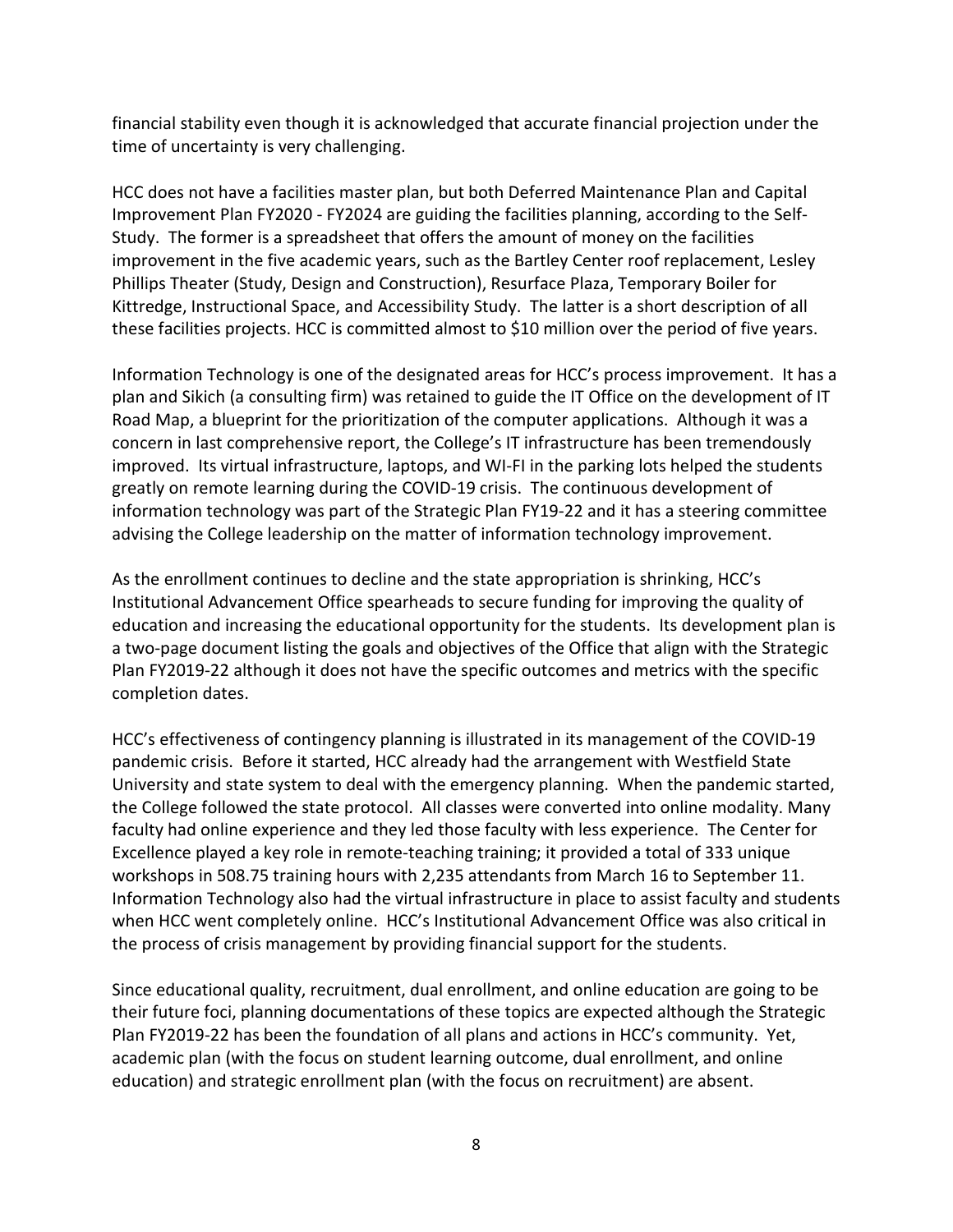financial stability even though it is acknowledged that accurate financial projection under the time of uncertainty is very challenging.

HCC does not have a facilities master plan, but both Deferred Maintenance Plan and Capital Improvement Plan FY2020 - FY2024 are guiding the facilities planning, according to the Self-Study. The former is a spreadsheet that offers the amount of money on the facilities improvement in the five academic years, such as the Bartley Center roof replacement, Lesley Phillips Theater (Study, Design and Construction), Resurface Plaza, Temporary Boiler for Kittredge, Instructional Space, and Accessibility Study. The latter is a short description of all these facilities projects. HCC is committed almost to $10 million over the period of five years.

Information Technology is one of the designated areas for HCC's process improvement. It has a plan and Sikich (a consulting firm) was retained to guide the IT Office on the development of IT Road Map, a blueprint for the prioritization of the computer applications. Although it was a concern in last comprehensive report, the College's IT infrastructure has been tremendously improved. Its virtual infrastructure, laptops, and WI-FI in the parking lots helped the students greatly on remote learning during the COVID-19 crisis. The continuous development of information technology was part of the Strategic Plan FY19-22 and it has a steering committee advising the College leadership on the matter of information technology improvement.

As the enrollment continues to decline and the state appropriation is shrinking, HCC's Institutional Advancement Office spearheads to secure funding for improving the quality of education and increasing the educational opportunity for the students. Its development plan is a two-page document listing the goals and objectives of the Office that align with the Strategic Plan FY2019-22 although it does not have the specific outcomes and metrics with the specific completion dates.

HCC's effectiveness of contingency planning is illustrated in its management of the COVID-19 pandemic crisis. Before it started, HCC already had the arrangement with Westfield State University and state system to deal with the emergency planning. When the pandemic started, the College followed the state protocol. All classes were converted into online modality. Many faculty had online experience and they led those faculty with less experience. The Center for Excellence played a key role in remote-teaching training; it provided a total of 333 unique workshops in 508.75 training hours with 2,235 attendants from March 16 to September 11. Information Technology also had the virtual infrastructure in place to assist faculty and students when HCC went completely online. HCC's Institutional Advancement Office was also critical in the process of crisis management by providing financial support for the students.

Since educational quality, recruitment, dual enrollment, and online education are going to be their future foci, planning documentations of these topics are expected although the Strategic Plan FY2019-22 has been the foundation of all plans and actions in HCC's community. Yet, academic plan (with the focus on student learning outcome, dual enrollment, and online education) and strategic enrollment plan (with the focus on recruitment) are absent.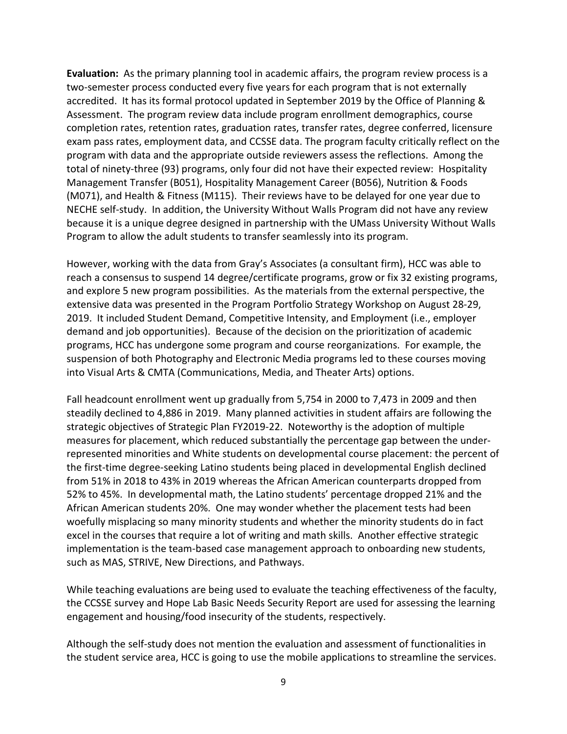**Evaluation:** As the primary planning tool in academic affairs, the program review process is a two-semester process conducted every five years for each program that is not externally accredited. It has its formal protocol updated in September 2019 by the Office of Planning & Assessment. The program review data include program enrollment demographics, course completion rates, retention rates, graduation rates, transfer rates, degree conferred, licensure exam pass rates, employment data, and CCSSE data. The program faculty critically reflect on the program with data and the appropriate outside reviewers assess the reflections. Among the total of ninety-three (93) programs, only four did not have their expected review: Hospitality Management Transfer (B051), Hospitality Management Career (B056), Nutrition & Foods (M071), and Health & Fitness (M115). Their reviews have to be delayed for one year due to NECHE self-study. In addition, the University Without Walls Program did not have any review because it is a unique degree designed in partnership with the UMass University Without Walls Program to allow the adult students to transfer seamlessly into its program.

However, working with the data from Gray's Associates (a consultant firm), HCC was able to reach a consensus to suspend 14 degree/certificate programs, grow or fix 32 existing programs, and explore 5 new program possibilities. As the materials from the external perspective, the extensive data was presented in the Program Portfolio Strategy Workshop on August 28-29, 2019. It included Student Demand, Competitive Intensity, and Employment (i.e., employer demand and job opportunities). Because of the decision on the prioritization of academic programs, HCC has undergone some program and course reorganizations. For example, the suspension of both Photography and Electronic Media programs led to these courses moving into Visual Arts & CMTA (Communications, Media, and Theater Arts) options.

Fall headcount enrollment went up gradually from 5,754 in 2000 to 7,473 in 2009 and then steadily declined to 4,886 in 2019. Many planned activities in student affairs are following the strategic objectives of Strategic Plan FY2019-22. Noteworthy is the adoption of multiple measures for placement, which reduced substantially the percentage gap between the under-represented minorities and White students on developmental course placement: the percent of the first-time degree-seeking Latino students being placed in developmental English declined from 51% in 2018 to 43% in 2019 whereas the African American counterparts dropped from 52% to 45%. In developmental math, the Latino students' percentage dropped 21% and the African American students 20%. One may wonder whether the placement tests had been woefully misplacing so many minority students and whether the minority students do in fact excel in the courses that require a lot of writing and math skills. Another effective strategic implementation is the team-based case management approach to onboarding new students, such as MAS, STRIVE, New Directions, and Pathways.

While teaching evaluations are being used to evaluate the teaching effectiveness of the faculty, the CCSSE survey and Hope Lab Basic Needs Security Report are used for assessing the learning engagement and housing/food insecurity of the students, respectively.

Although the self-study does not mention the evaluation and assessment of functionalities in the student service area, HCC is going to use the mobile applications to streamline the services.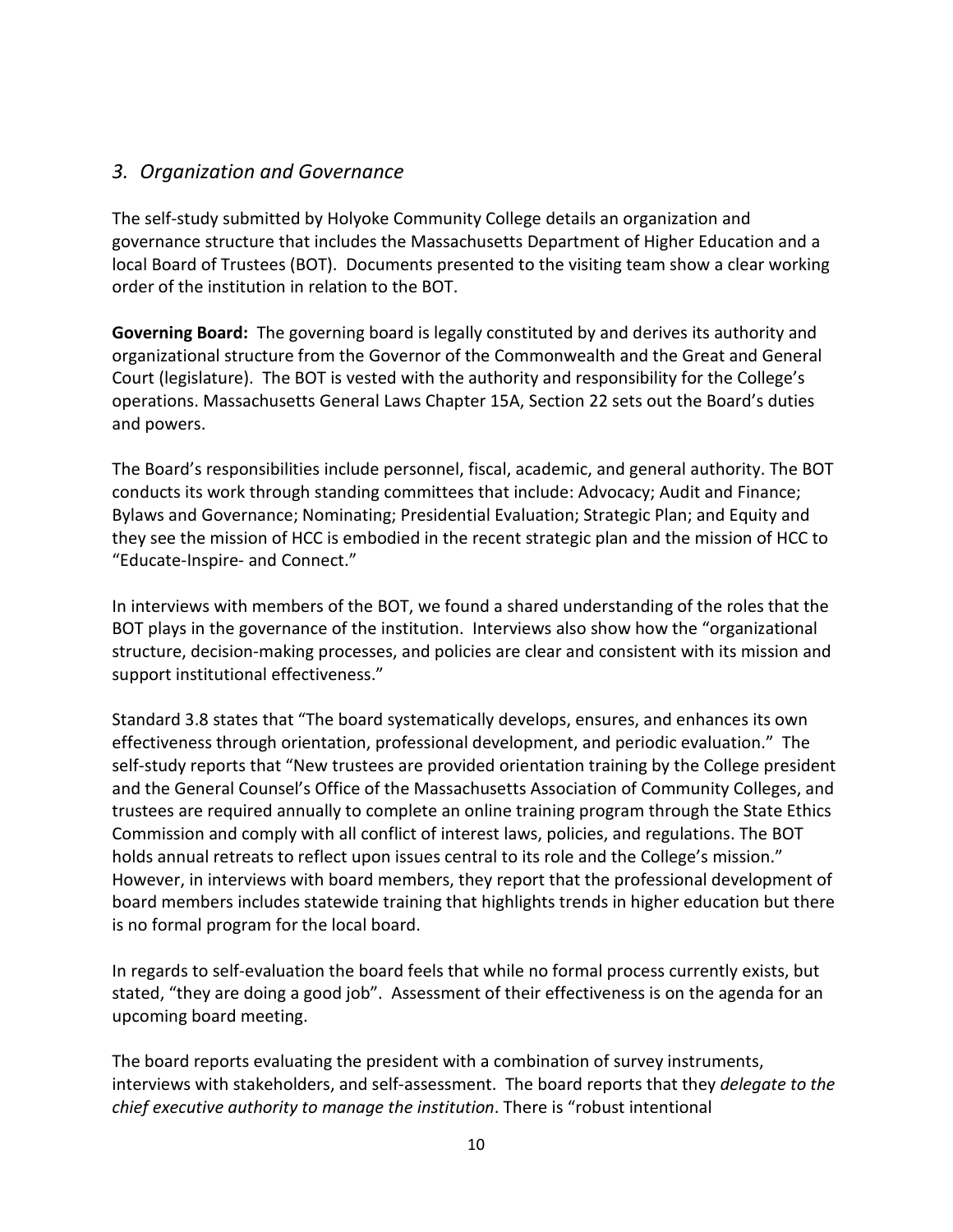## *3. Organization and Governance*

The self-study submitted by Holyoke Community College details an organization and governance structure that includes the Massachusetts Department of Higher Education and a local Board of Trustees (BOT). Documents presented to the visiting team show a clear working order of the institution in relation to the BOT.

**Governing Board:** The governing board is legally constituted by and derives its authority and organizational structure from the Governor of the Commonwealth and the Great and General Court (legislature). The BOT is vested with the authority and responsibility for the College's operations. Massachusetts General Laws Chapter 15A, Section 22 sets out the Board's duties and powers.

The Board's responsibilities include personnel, fiscal, academic, and general authority. The BOT conducts its work through standing committees that include: Advocacy; Audit and Finance; Bylaws and Governance; Nominating; Presidential Evaluation; Strategic Plan; and Equity and they see the mission of HCC is embodied in the recent strategic plan and the mission of HCC to "Educate-Inspire- and Connect."

In interviews with members of the BOT, we found a shared understanding of the roles that the BOT plays in the governance of the institution. Interviews also show how the "organizational structure, decision-making processes, and policies are clear and consistent with its mission and support institutional effectiveness."

Standard 3.8 states that "The board systematically develops, ensures, and enhances its own effectiveness through orientation, professional development, and periodic evaluation." The self-study reports that "New trustees are provided orientation training by the College president and the General Counsel's Office of the Massachusetts Association of Community Colleges, and trustees are required annually to complete an online training program through the State Ethics Commission and comply with all conflict of interest laws, policies, and regulations. The BOT holds annual retreats to reflect upon issues central to its role and the College's mission." However, in interviews with board members, they report that the professional development of board members includes statewide training that highlights trends in higher education but there is no formal program for the local board.

In regards to self-evaluation the board feels that while no formal process currently exists, but stated, "they are doing a good job". Assessment of their effectiveness is on the agenda for an upcoming board meeting.

The board reports evaluating the president with a combination of survey instruments, interviews with stakeholders, and self-assessment. The board reports that they *delegate to the chief executive authority to manage the institution*. There is "robust intentional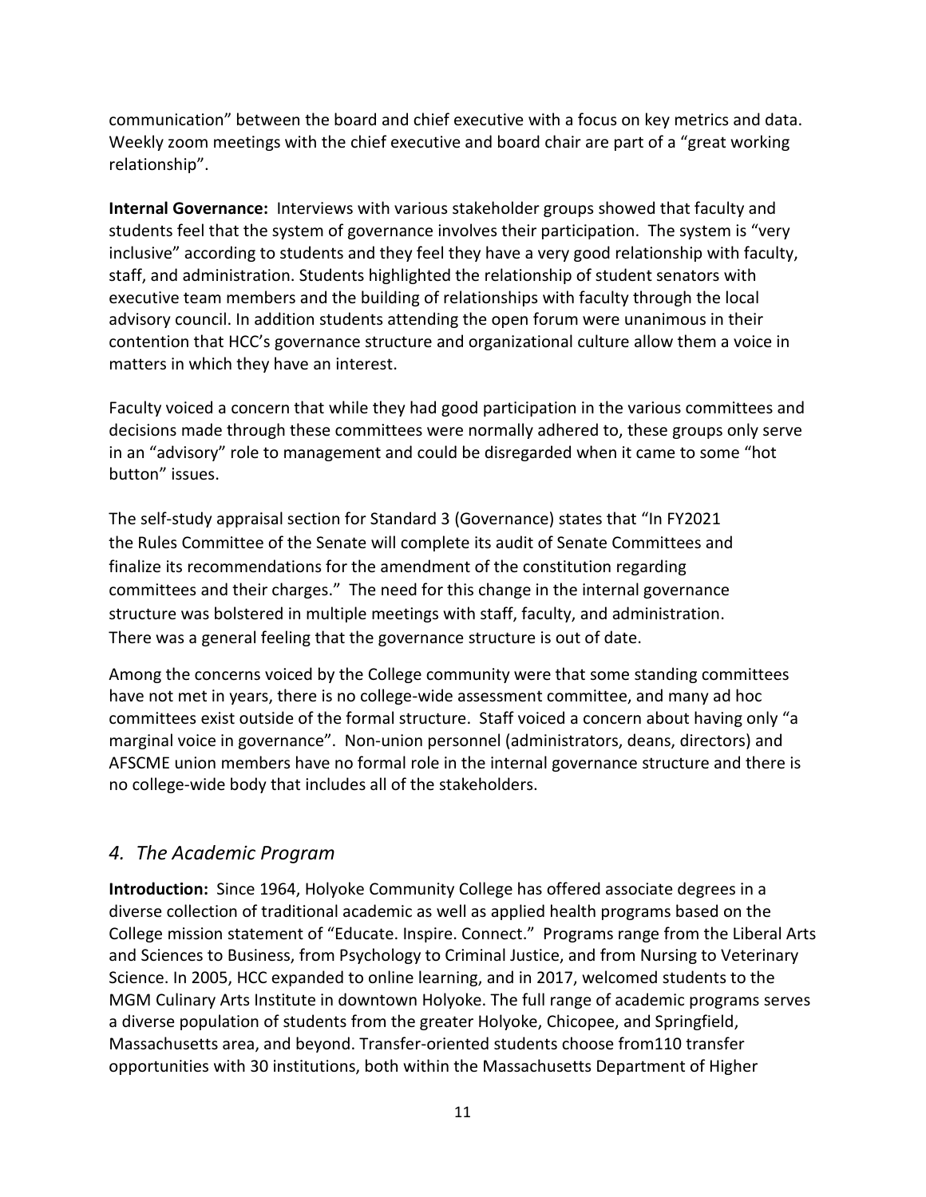communication" between the board and chief executive with a focus on key metrics and data. Weekly zoom meetings with the chief executive and board chair are part of a "great working relationship".

**Internal Governance:** Interviews with various stakeholder groups showed that faculty and students feel that the system of governance involves their participation. The system is "very inclusive" according to students and they feel they have a very good relationship with faculty, staff, and administration. Students highlighted the relationship of student senators with executive team members and the building of relationships with faculty through the local advisory council. In addition students attending the open forum were unanimous in their contention that HCC's governance structure and organizational culture allow them a voice in matters in which they have an interest.

Faculty voiced a concern that while they had good participation in the various committees and decisions made through these committees were normally adhered to, these groups only serve in an "advisory" role to management and could be disregarded when it came to some "hot button" issues.

The self-study appraisal section for Standard 3 (Governance) states that "In FY2021 the Rules Committee of the Senate will complete its audit of Senate Committees and finalize its recommendations for the amendment of the constitution regarding committees and their charges." The need for this change in the internal governance structure was bolstered in multiple meetings with staff, faculty, and administration. There was a general feeling that the governance structure is out of date.

Among the concerns voiced by the College community were that some standing committees have not met in years, there is no college-wide assessment committee, and many ad hoc committees exist outside of the formal structure. Staff voiced a concern about having only "a marginal voice in governance". Non-union personnel (administrators, deans, directors) and AFSCME union members have no formal role in the internal governance structure and there is no college-wide body that includes all of the stakeholders.

## *4. The Academic Program*

**Introduction:** Since 1964, Holyoke Community College has offered associate degrees in a diverse collection of traditional academic as well as applied health programs based on the College mission statement of "Educate. Inspire. Connect." Programs range from the Liberal Arts and Sciences to Business, from Psychology to Criminal Justice, and from Nursing to Veterinary Science. In 2005, HCC expanded to online learning, and in 2017, welcomed students to the MGM Culinary Arts Institute in downtown Holyoke. The full range of academic programs serves a diverse population of students from the greater Holyoke, Chicopee, and Springfield, Massachusetts area, and beyond. Transfer-oriented students choose from110 transfer opportunities with 30 institutions, both within the Massachusetts Department of Higher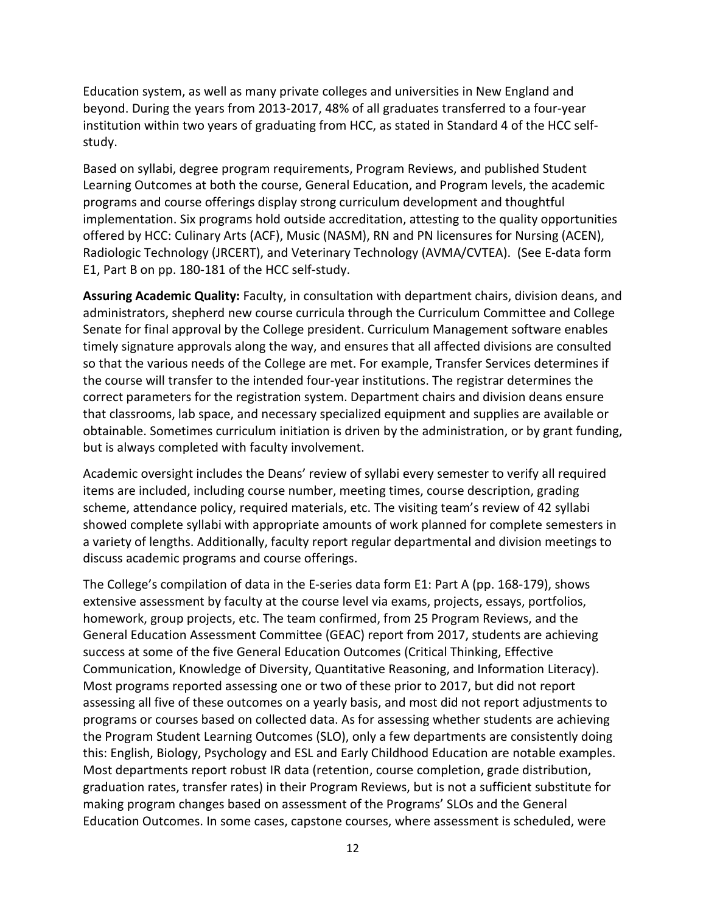Education system, as well as many private colleges and universities in New England and beyond. During the years from 2013-2017, 48% of all graduates transferred to a four-year institution within two years of graduating from HCC, as stated in Standard 4 of the HCC self-study.

Based on syllabi, degree program requirements, Program Reviews, and published Student Learning Outcomes at both the course, General Education, and Program levels, the academic programs and course offerings display strong curriculum development and thoughtful implementation. Six programs hold outside accreditation, attesting to the quality opportunities offered by HCC: Culinary Arts (ACF), Music (NASM), RN and PN licensures for Nursing (ACEN), Radiologic Technology (JRCERT), and Veterinary Technology (AVMA/CVTEA). (See E-data form E1, Part B on pp. 180-181 of the HCC self-study.

**Assuring Academic Quality:** Faculty, in consultation with department chairs, division deans, and administrators, shepherd new course curricula through the Curriculum Committee and College Senate for final approval by the College president. Curriculum Management software enables timely signature approvals along the way, and ensures that all affected divisions are consulted so that the various needs of the College are met. For example, Transfer Services determines if the course will transfer to the intended four-year institutions. The registrar determines the correct parameters for the registration system. Department chairs and division deans ensure that classrooms, lab space, and necessary specialized equipment and supplies are available or obtainable. Sometimes curriculum initiation is driven by the administration, or by grant funding, but is always completed with faculty involvement.

Academic oversight includes the Deans' review of syllabi every semester to verify all required items are included, including course number, meeting times, course description, grading scheme, attendance policy, required materials, etc. The visiting team's review of 42 syllabi showed complete syllabi with appropriate amounts of work planned for complete semesters in a variety of lengths. Additionally, faculty report regular departmental and division meetings to discuss academic programs and course offerings.

The College's compilation of data in the E-series data form E1: Part A (pp. 168-179), shows extensive assessment by faculty at the course level via exams, projects, essays, portfolios, homework, group projects, etc. The team confirmed, from 25 Program Reviews, and the General Education Assessment Committee (GEAC) report from 2017, students are achieving success at some of the five General Education Outcomes (Critical Thinking, Effective Communication, Knowledge of Diversity, Quantitative Reasoning, and Information Literacy). Most programs reported assessing one or two of these prior to 2017, but did not report assessing all five of these outcomes on a yearly basis, and most did not report adjustments to programs or courses based on collected data. As for assessing whether students are achieving the Program Student Learning Outcomes (SLO), only a few departments are consistently doing this: English, Biology, Psychology and ESL and Early Childhood Education are notable examples. Most departments report robust IR data (retention, course completion, grade distribution, graduation rates, transfer rates) in their Program Reviews, but is not a sufficient substitute for making program changes based on assessment of the Programs' SLOs and the General Education Outcomes. In some cases, capstone courses, where assessment is scheduled, were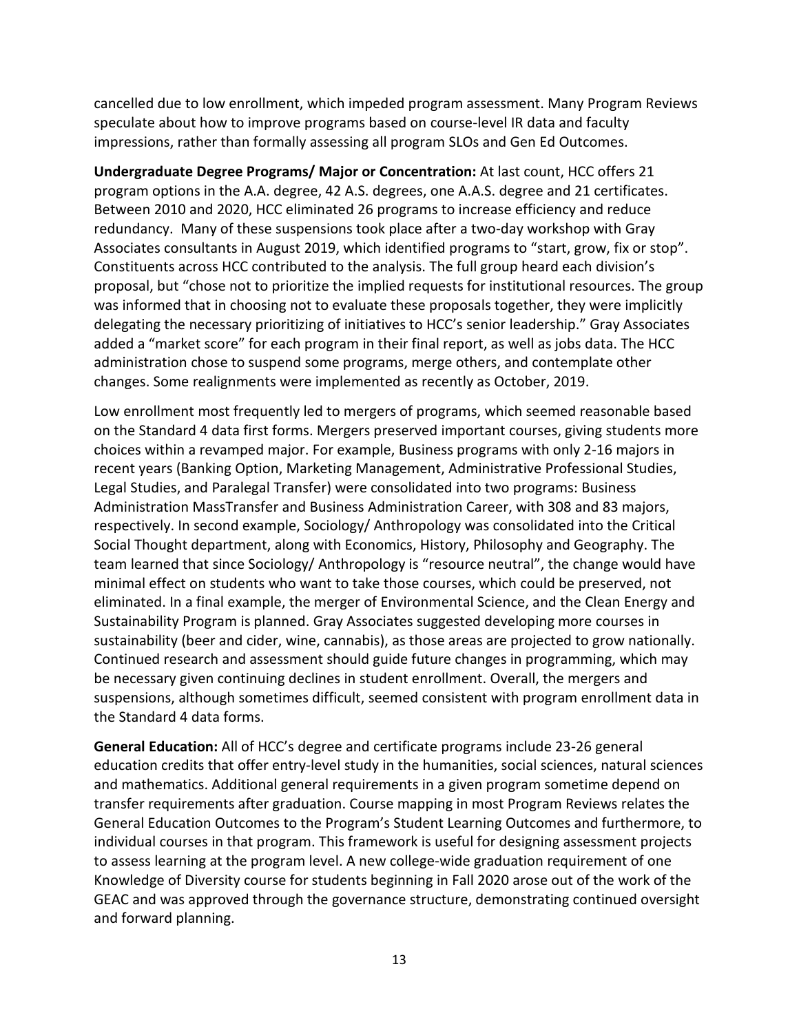cancelled due to low enrollment, which impeded program assessment. Many Program Reviews speculate about how to improve programs based on course-level IR data and faculty impressions, rather than formally assessing all program SLOs and Gen Ed Outcomes.

**Undergraduate Degree Programs/ Major or Concentration:** At last count, HCC offers 21 program options in the A.A. degree, 42 A.S. degrees, one A.A.S. degree and 21 certificates. Between 2010 and 2020, HCC eliminated 26 programs to increase efficiency and reduce redundancy. Many of these suspensions took place after a two-day workshop with Gray Associates consultants in August 2019, which identified programs to "start, grow, fix or stop". Constituents across HCC contributed to the analysis. The full group heard each division's proposal, but "chose not to prioritize the implied requests for institutional resources. The group was informed that in choosing not to evaluate these proposals together, they were implicitly delegating the necessary prioritizing of initiatives to HCC's senior leadership." Gray Associates added a "market score" for each program in their final report, as well as jobs data. The HCC administration chose to suspend some programs, merge others, and contemplate other changes. Some realignments were implemented as recently as October, 2019.

Low enrollment most frequently led to mergers of programs, which seemed reasonable based on the Standard 4 data first forms. Mergers preserved important courses, giving students more choices within a revamped major. For example, Business programs with only 2-16 majors in recent years (Banking Option, Marketing Management, Administrative Professional Studies, Legal Studies, and Paralegal Transfer) were consolidated into two programs: Business Administration MassTransfer and Business Administration Career, with 308 and 83 majors, respectively. In second example, Sociology/ Anthropology was consolidated into the Critical Social Thought department, along with Economics, History, Philosophy and Geography. The team learned that since Sociology/ Anthropology is "resource neutral", the change would have minimal effect on students who want to take those courses, which could be preserved, not eliminated. In a final example, the merger of Environmental Science, and the Clean Energy and Sustainability Program is planned. Gray Associates suggested developing more courses in sustainability (beer and cider, wine, cannabis), as those areas are projected to grow nationally. Continued research and assessment should guide future changes in programming, which may be necessary given continuing declines in student enrollment. Overall, the mergers and suspensions, although sometimes difficult, seemed consistent with program enrollment data in the Standard 4 data forms.

**General Education:** All of HCC's degree and certificate programs include 23-26 general education credits that offer entry-level study in the humanities, social sciences, natural sciences and mathematics. Additional general requirements in a given program sometime depend on transfer requirements after graduation. Course mapping in most Program Reviews relates the General Education Outcomes to the Program's Student Learning Outcomes and furthermore, to individual courses in that program. This framework is useful for designing assessment projects to assess learning at the program level. A new college-wide graduation requirement of one Knowledge of Diversity course for students beginning in Fall 2020 arose out of the work of the GEAC and was approved through the governance structure, demonstrating continued oversight and forward planning.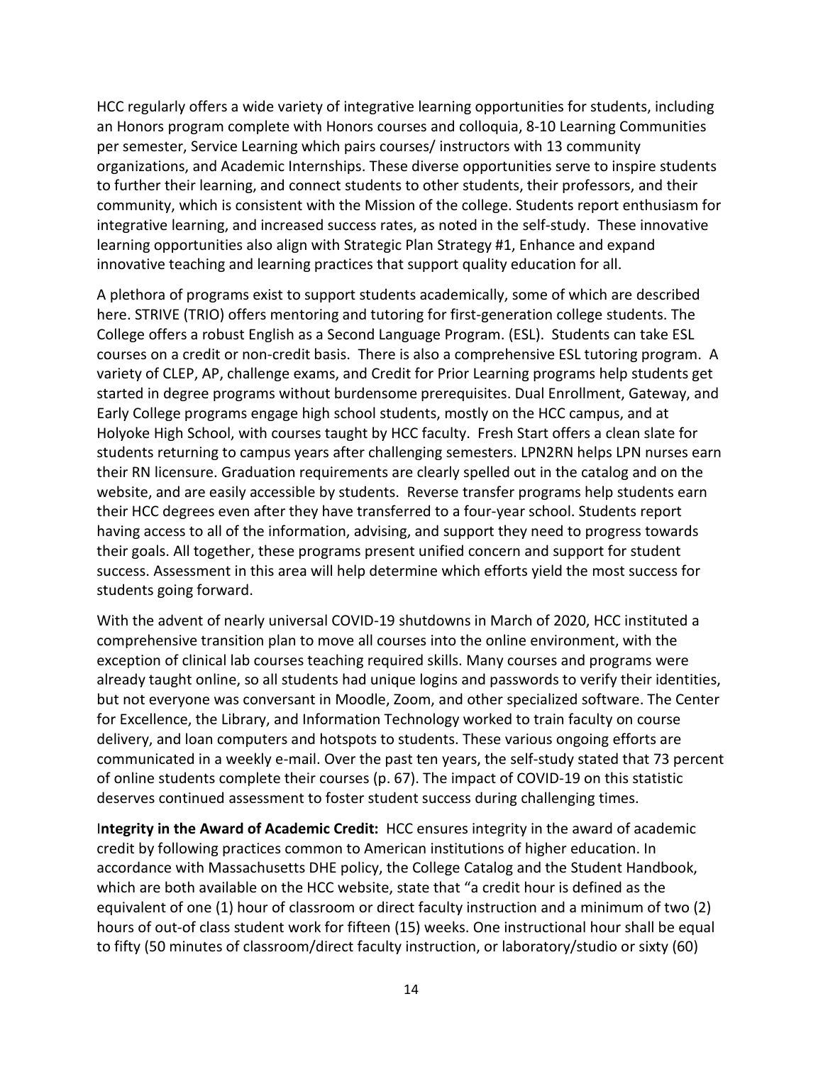HCC regularly offers a wide variety of integrative learning opportunities for students, including an Honors program complete with Honors courses and colloquia, 8-10 Learning Communities per semester, Service Learning which pairs courses/ instructors with 13 community organizations, and Academic Internships. These diverse opportunities serve to inspire students to further their learning, and connect students to other students, their professors, and their community, which is consistent with the Mission of the college. Students report enthusiasm for integrative learning, and increased success rates, as noted in the self-study. These innovative learning opportunities also align with Strategic Plan Strategy #1, Enhance and expand innovative teaching and learning practices that support quality education for all.

A plethora of programs exist to support students academically, some of which are described here. STRIVE (TRIO) offers mentoring and tutoring for first-generation college students. The College offers a robust English as a Second Language Program. (ESL). Students can take ESL courses on a credit or non-credit basis. There is also a comprehensive ESL tutoring program. A variety of CLEP, AP, challenge exams, and Credit for Prior Learning programs help students get started in degree programs without burdensome prerequisites. Dual Enrollment, Gateway, and Early College programs engage high school students, mostly on the HCC campus, and at Holyoke High School, with courses taught by HCC faculty. Fresh Start offers a clean slate for students returning to campus years after challenging semesters. LPN2RN helps LPN nurses earn their RN licensure. Graduation requirements are clearly spelled out in the catalog and on the website, and are easily accessible by students. Reverse transfer programs help students earn their HCC degrees even after they have transferred to a four-year school. Students report having access to all of the information, advising, and support they need to progress towards their goals. All together, these programs present unified concern and support for student success. Assessment in this area will help determine which efforts yield the most success for students going forward.

With the advent of nearly universal COVID-19 shutdowns in March of 2020, HCC instituted a comprehensive transition plan to move all courses into the online environment, with the exception of clinical lab courses teaching required skills. Many courses and programs were already taught online, so all students had unique logins and passwords to verify their identities, but not everyone was conversant in Moodle, Zoom, and other specialized software. The Center for Excellence, the Library, and Information Technology worked to train faculty on course delivery, and loan computers and hotspots to students. These various ongoing efforts are communicated in a weekly e-mail. Over the past ten years, the self-study stated that 73 percent of online students complete their courses (p. 67). The impact of COVID-19 on this statistic deserves continued assessment to foster student success during challenging times.

**Integrity in the Award of Academic Credit:** HCC ensures integrity in the award of academic credit by following practices common to American institutions of higher education. In accordance with Massachusetts DHE policy, the College Catalog and the Student Handbook, which are both available on the HCC website, state that "a credit hour is defined as the equivalent of one (1) hour of classroom or direct faculty instruction and a minimum of two (2) hours of out-of class student work for fifteen (15) weeks. One instructional hour shall be equal to fifty (50 minutes of classroom/direct faculty instruction, or laboratory/studio or sixty (60)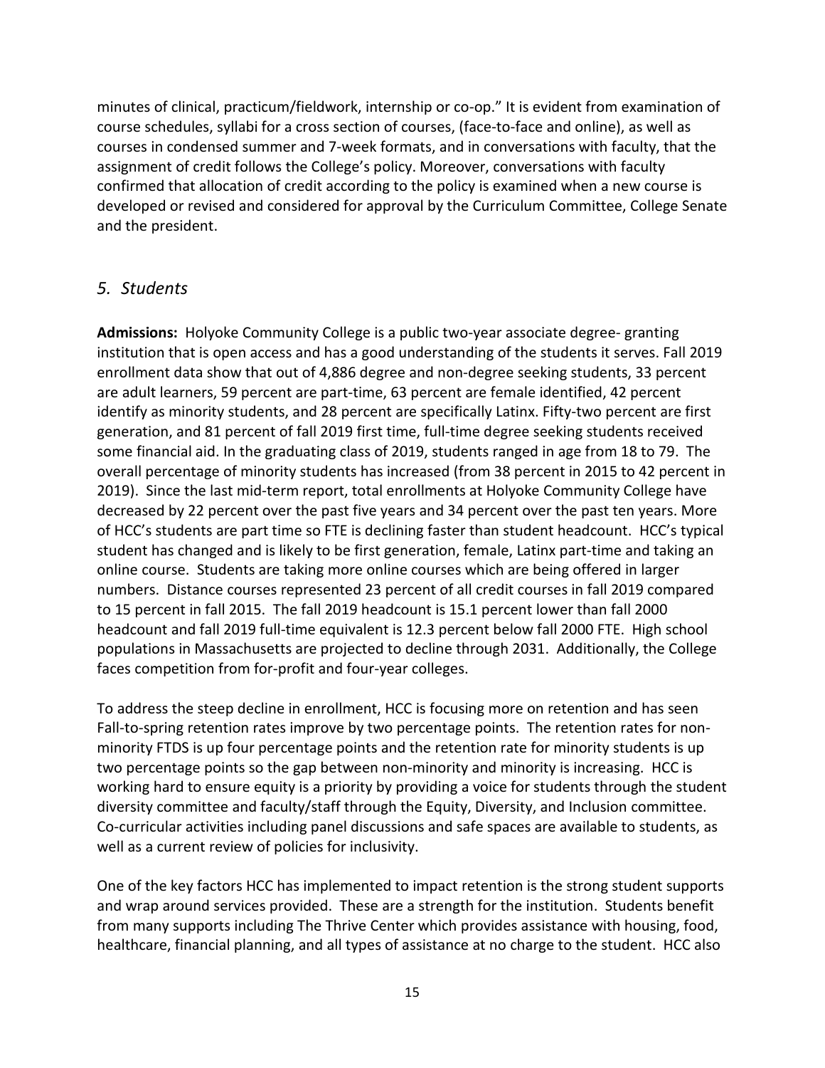minutes of clinical, practicum/fieldwork, internship or co-op." It is evident from examination of course schedules, syllabi for a cross section of courses, (face-to-face and online), as well as courses in condensed summer and 7-week formats, and in conversations with faculty, that the assignment of credit follows the College's policy. Moreover, conversations with faculty confirmed that allocation of credit according to the policy is examined when a new course is developed or revised and considered for approval by the Curriculum Committee, College Senate and the president.

## *5. Students*

**Admissions:** Holyoke Community College is a public two-year associate degree- granting institution that is open access and has a good understanding of the students it serves. Fall 2019 enrollment data show that out of 4,886 degree and non-degree seeking students, 33 percent are adult learners, 59 percent are part-time, 63 percent are female identified, 42 percent identify as minority students, and 28 percent are specifically Latinx. Fifty-two percent are first generation, and 81 percent of fall 2019 first time, full-time degree seeking students received some financial aid. In the graduating class of 2019, students ranged in age from 18 to 79. The overall percentage of minority students has increased (from 38 percent in 2015 to 42 percent in 2019). Since the last mid-term report, total enrollments at Holyoke Community College have decreased by 22 percent over the past five years and 34 percent over the past ten years. More of HCC's students are part time so FTE is declining faster than student headcount. HCC's typical student has changed and is likely to be first generation, female, Latinx part-time and taking an online course. Students are taking more online courses which are being offered in larger numbers. Distance courses represented 23 percent of all credit courses in fall 2019 compared to 15 percent in fall 2015. The fall 2019 headcount is 15.1 percent lower than fall 2000 headcount and fall 2019 full-time equivalent is 12.3 percent below fall 2000 FTE. High school populations in Massachusetts are projected to decline through 2031. Additionally, the College faces competition from for-profit and four-year colleges.

To address the steep decline in enrollment, HCC is focusing more on retention and has seen Fall-to-spring retention rates improve by two percentage points. The retention rates for non-minority FTDS is up four percentage points and the retention rate for minority students is up two percentage points so the gap between non-minority and minority is increasing. HCC is working hard to ensure equity is a priority by providing a voice for students through the student diversity committee and faculty/staff through the Equity, Diversity, and Inclusion committee. Co-curricular activities including panel discussions and safe spaces are available to students, as well as a current review of policies for inclusivity.

One of the key factors HCC has implemented to impact retention is the strong student supports and wrap around services provided. These are a strength for the institution. Students benefit from many supports including The Thrive Center which provides assistance with housing, food, healthcare, financial planning, and all types of assistance at no charge to the student. HCC also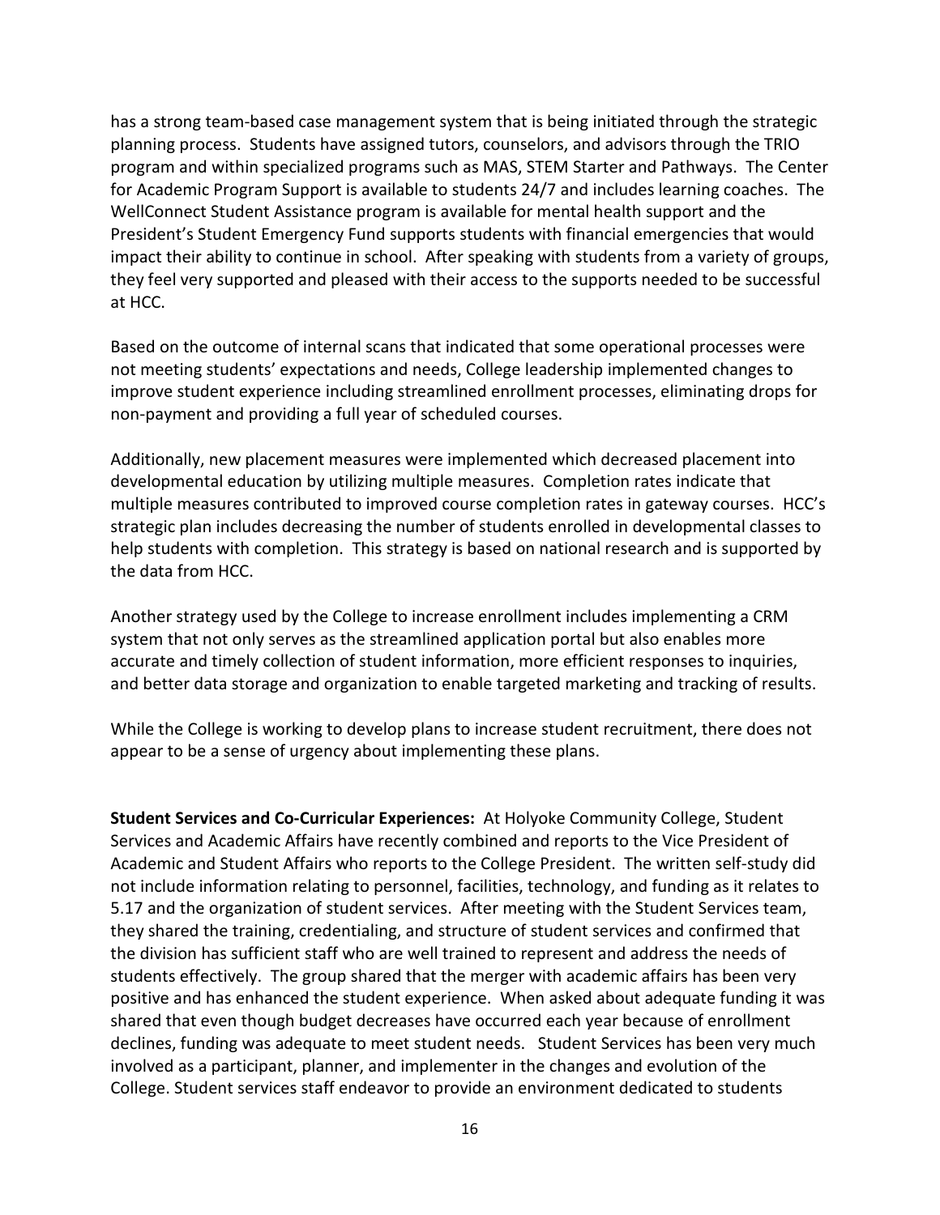has a strong team-based case management system that is being initiated through the strategic planning process. Students have assigned tutors, counselors, and advisors through the TRIO program and within specialized programs such as MAS, STEM Starter and Pathways. The Center for Academic Program Support is available to students 24/7 and includes learning coaches. The WellConnect Student Assistance program is available for mental health support and the President's Student Emergency Fund supports students with financial emergencies that would impact their ability to continue in school. After speaking with students from a variety of groups, they feel very supported and pleased with their access to the supports needed to be successful at HCC.

Based on the outcome of internal scans that indicated that some operational processes were not meeting students' expectations and needs, College leadership implemented changes to improve student experience including streamlined enrollment processes, eliminating drops for non-payment and providing a full year of scheduled courses.

Additionally, new placement measures were implemented which decreased placement into developmental education by utilizing multiple measures. Completion rates indicate that multiple measures contributed to improved course completion rates in gateway courses. HCC's strategic plan includes decreasing the number of students enrolled in developmental classes to help students with completion. This strategy is based on national research and is supported by the data from HCC.

Another strategy used by the College to increase enrollment includes implementing a CRM system that not only serves as the streamlined application portal but also enables more accurate and timely collection of student information, more efficient responses to inquiries, and better data storage and organization to enable targeted marketing and tracking of results.

While the College is working to develop plans to increase student recruitment, there does not appear to be a sense of urgency about implementing these plans.

**Student Services and Co-Curricular Experiences:** At Holyoke Community College, Student Services and Academic Affairs have recently combined and reports to the Vice President of Academic and Student Affairs who reports to the College President. The written self-study did not include information relating to personnel, facilities, technology, and funding as it relates to 5.17 and the organization of student services. After meeting with the Student Services team, they shared the training, credentialing, and structure of student services and confirmed that the division has sufficient staff who are well trained to represent and address the needs of students effectively. The group shared that the merger with academic affairs has been very positive and has enhanced the student experience. When asked about adequate funding it was shared that even though budget decreases have occurred each year because of enrollment declines, funding was adequate to meet student needs. Student Services has been very much involved as a participant, planner, and implementer in the changes and evolution of the College. Student services staff endeavor to provide an environment dedicated to students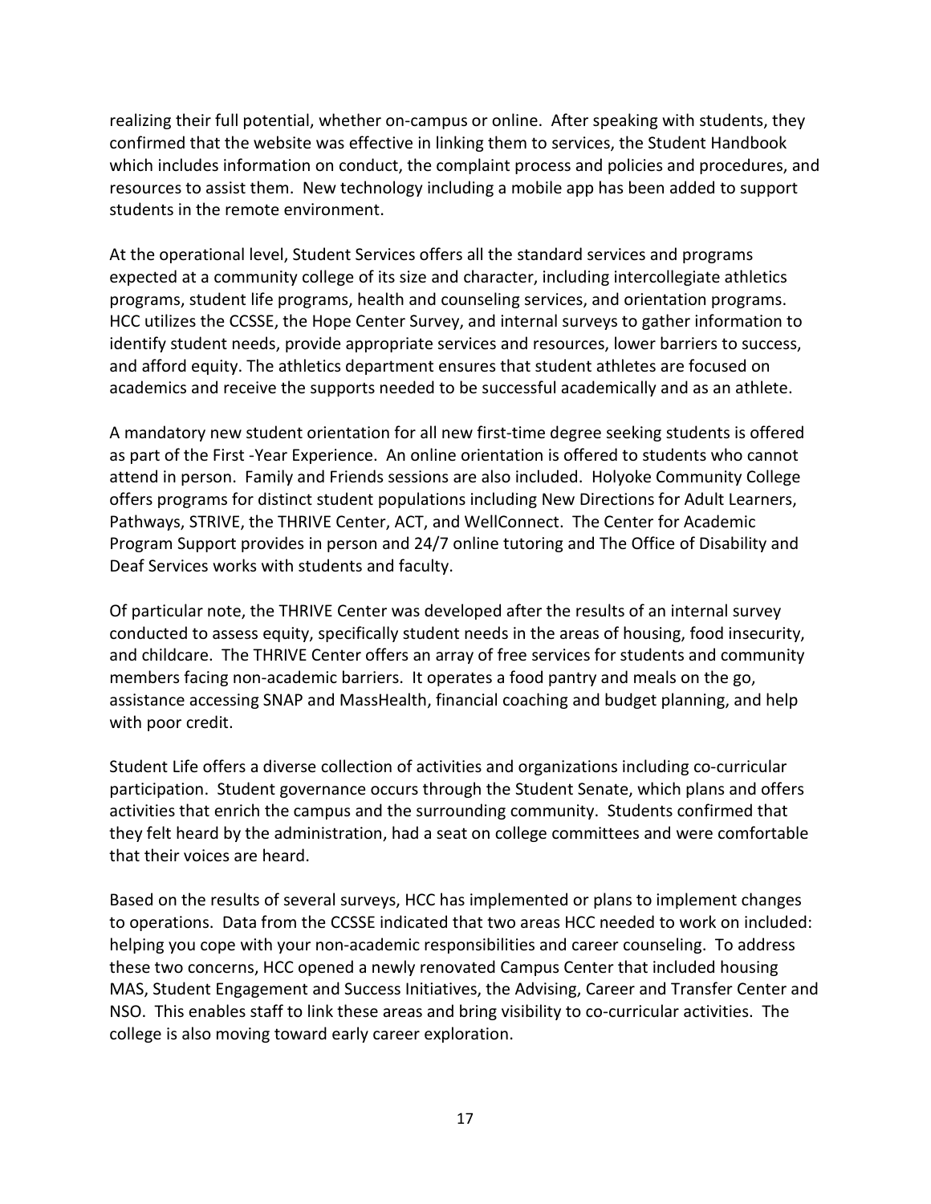realizing their full potential, whether on-campus or online. After speaking with students, they confirmed that the website was effective in linking them to services, the Student Handbook which includes information on conduct, the complaint process and policies and procedures, and resources to assist them. New technology including a mobile app has been added to support students in the remote environment.

At the operational level, Student Services offers all the standard services and programs expected at a community college of its size and character, including intercollegiate athletics programs, student life programs, health and counseling services, and orientation programs. HCC utilizes the CCSSE, the Hope Center Survey, and internal surveys to gather information to identify student needs, provide appropriate services and resources, lower barriers to success, and afford equity. The athletics department ensures that student athletes are focused on academics and receive the supports needed to be successful academically and as an athlete.

A mandatory new student orientation for all new first-time degree seeking students is offered as part of the First -Year Experience. An online orientation is offered to students who cannot attend in person. Family and Friends sessions are also included. Holyoke Community College offers programs for distinct student populations including New Directions for Adult Learners, Pathways, STRIVE, the THRIVE Center, ACT, and WellConnect. The Center for Academic Program Support provides in person and 24/7 online tutoring and The Office of Disability and Deaf Services works with students and faculty.

Of particular note, the THRIVE Center was developed after the results of an internal survey conducted to assess equity, specifically student needs in the areas of housing, food insecurity, and childcare. The THRIVE Center offers an array of free services for students and community members facing non-academic barriers. It operates a food pantry and meals on the go, assistance accessing SNAP and MassHealth, financial coaching and budget planning, and help with poor credit.

Student Life offers a diverse collection of activities and organizations including co-curricular participation. Student governance occurs through the Student Senate, which plans and offers activities that enrich the campus and the surrounding community. Students confirmed that they felt heard by the administration, had a seat on college committees and were comfortable that their voices are heard.

Based on the results of several surveys, HCC has implemented or plans to implement changes to operations. Data from the CCSSE indicated that two areas HCC needed to work on included: helping you cope with your non-academic responsibilities and career counseling. To address these two concerns, HCC opened a newly renovated Campus Center that included housing MAS, Student Engagement and Success Initiatives, the Advising, Career and Transfer Center and NSO. This enables staff to link these areas and bring visibility to co-curricular activities. The college is also moving toward early career exploration.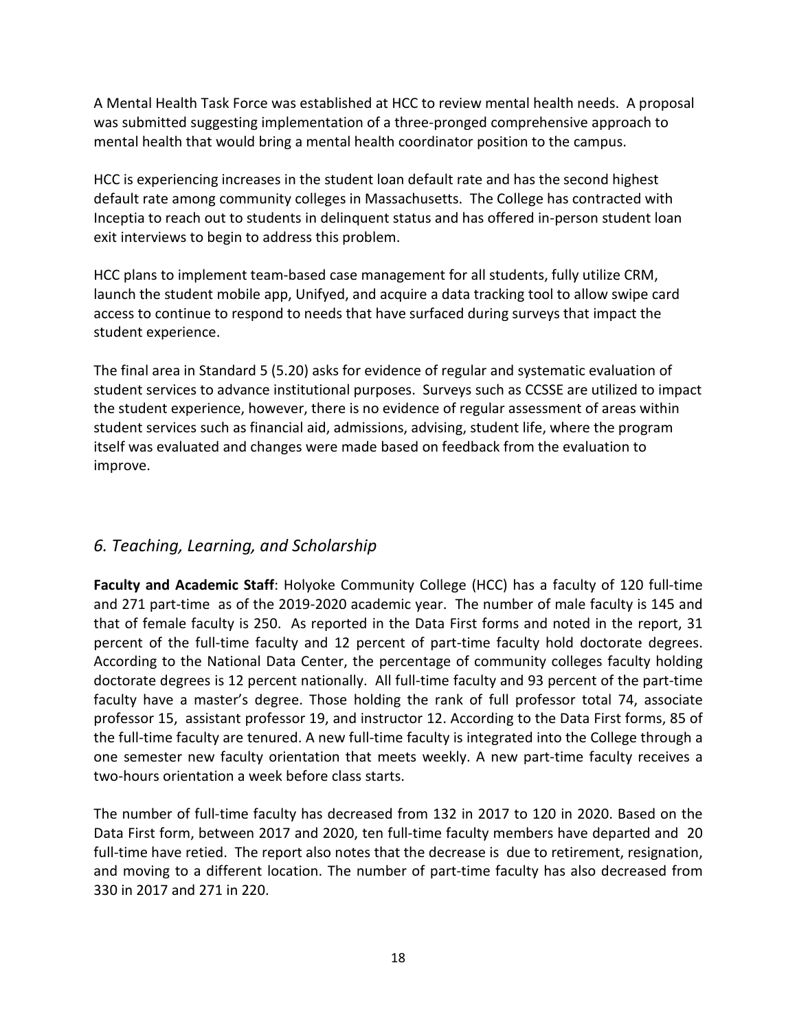A Mental Health Task Force was established at HCC to review mental health needs. A proposal was submitted suggesting implementation of a three-pronged comprehensive approach to mental health that would bring a mental health coordinator position to the campus.

HCC is experiencing increases in the student loan default rate and has the second highest default rate among community colleges in Massachusetts. The College has contracted with Inceptia to reach out to students in delinquent status and has offered in-person student loan exit interviews to begin to address this problem.

HCC plans to implement team-based case management for all students, fully utilize CRM, launch the student mobile app, Unifyed, and acquire a data tracking tool to allow swipe card access to continue to respond to needs that have surfaced during surveys that impact the student experience.

The final area in Standard 5 (5.20) asks for evidence of regular and systematic evaluation of student services to advance institutional purposes. Surveys such as CCSSE are utilized to impact the student experience, however, there is no evidence of regular assessment of areas within student services such as financial aid, admissions, advising, student life, where the program itself was evaluated and changes were made based on feedback from the evaluation to improve.

## *6. Teaching, Learning, and Scholarship*

**Faculty and Academic Staff**: Holyoke Community College (HCC) has a faculty of 120 full-time and 271 part-time as of the 2019-2020 academic year. The number of male faculty is 145 and that of female faculty is 250. As reported in the Data First forms and noted in the report, 31 percent of the full-time faculty and 12 percent of part-time faculty hold doctorate degrees. According to the National Data Center, the percentage of community colleges faculty holding doctorate degrees is 12 percent nationally. All full-time faculty and 93 percent of the part-time faculty have a master's degree. Those holding the rank of full professor total 74, associate professor 15, assistant professor 19, and instructor 12. According to the Data First forms, 85 of the full-time faculty are tenured. A new full-time faculty is integrated into the College through a one semester new faculty orientation that meets weekly. A new part-time faculty receives a two-hours orientation a week before class starts.

The number of full-time faculty has decreased from 132 in 2017 to 120 in 2020. Based on the Data First form, between 2017 and 2020, ten full-time faculty members have departed and 20 full-time have retied. The report also notes that the decrease is due to retirement, resignation, and moving to a different location. The number of part-time faculty has also decreased from 330 in 2017 and 271 in 220.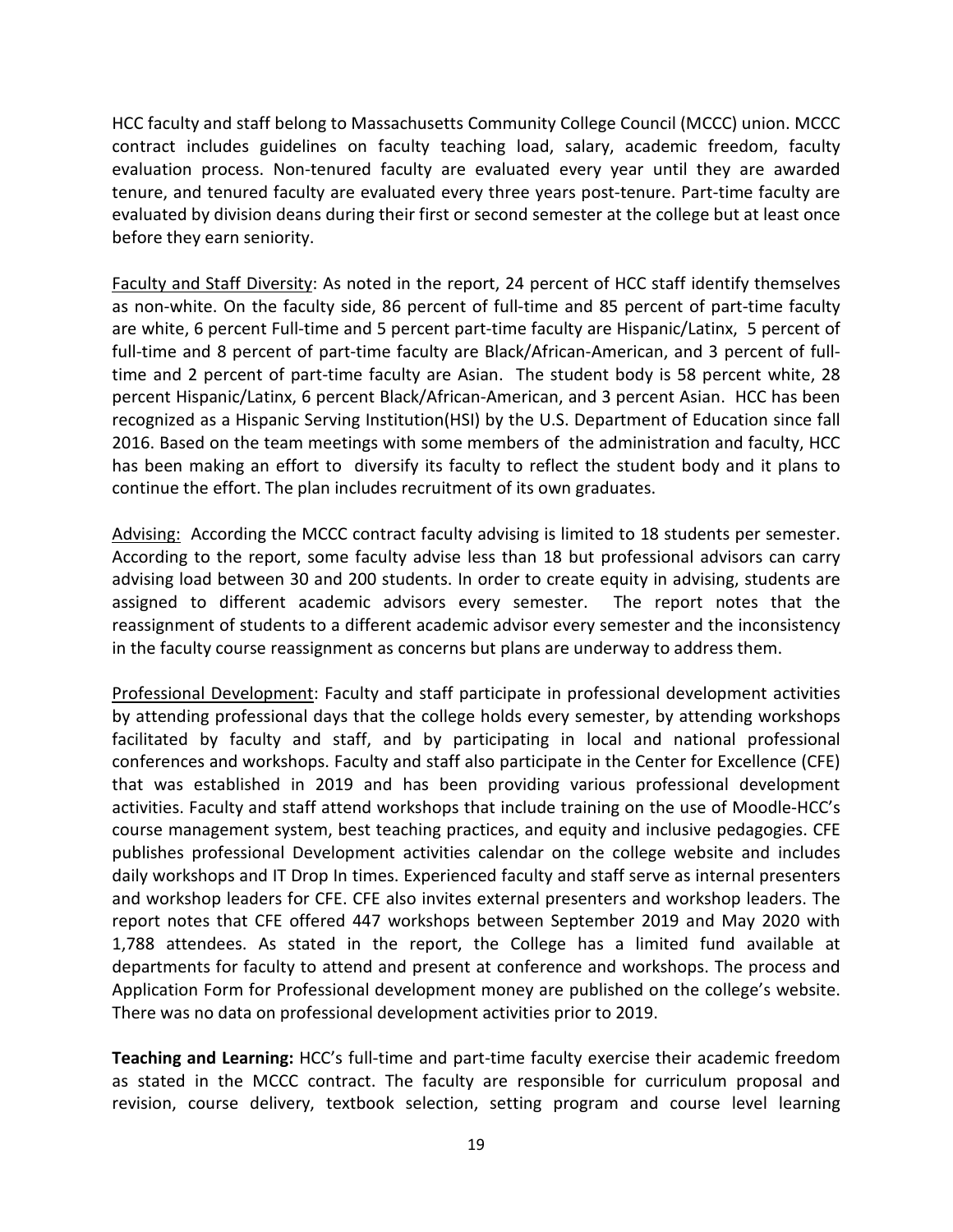HCC faculty and staff belong to Massachusetts Community College Council (MCCC) union. MCCC contract includes guidelines on faculty teaching load, salary, academic freedom, faculty evaluation process. Non-tenured faculty are evaluated every year until they are awarded tenure, and tenured faculty are evaluated every three years post-tenure. Part-time faculty are evaluated by division deans during their first or second semester at the college but at least once before they earn seniority.

<u>Faculty and Staff Diversity</u>: As noted in the report, 24 percent of HCC staff identify themselves as non-white. On the faculty side, 86 percent of full-time and 85 percent of part-time faculty are white, 6 percent Full-time and 5 percent part-time faculty are Hispanic/Latinx, 5 percent of full-time and 8 percent of part-time faculty are Black/African-American, and 3 percent of full-time and 2 percent of part-time faculty are Asian. The student body is 58 percent white, 28 percent Hispanic/Latinx, 6 percent Black/African-American, and 3 percent Asian. HCC has been recognized as a Hispanic Serving Institution(HSI) by the U.S. Department of Education since fall 2016. Based on the team meetings with some members of the administration and faculty, HCC has been making an effort to diversify its faculty to reflect the student body and it plans to continue the effort. The plan includes recruitment of its own graduates.

<u>Advising:</u> According the MCCC contract faculty advising is limited to 18 students per semester. According to the report, some faculty advise less than 18 but professional advisors can carry advising load between 30 and 200 students. In order to create equity in advising, students are assigned to different academic advisors every semester. The report notes that the reassignment of students to a different academic advisor every semester and the inconsistency in the faculty course reassignment as concerns but plans are underway to address them.

<u>Professional Development</u>: Faculty and staff participate in professional development activities by attending professional days that the college holds every semester, by attending workshops facilitated by faculty and staff, and by participating in local and national professional conferences and workshops. Faculty and staff also participate in the Center for Excellence (CFE) that was established in 2019 and has been providing various professional development activities. Faculty and staff attend workshops that include training on the use of Moodle-HCC's course management system, best teaching practices, and equity and inclusive pedagogies. CFE publishes professional Development activities calendar on the college website and includes daily workshops and IT Drop In times. Experienced faculty and staff serve as internal presenters and workshop leaders for CFE. CFE also invites external presenters and workshop leaders. The report notes that CFE offered 447 workshops between September 2019 and May 2020 with 1,788 attendees. As stated in the report, the College has a limited fund available at departments for faculty to attend and present at conference and workshops. The process and Application Form for Professional development money are published on the college's website. There was no data on professional development activities prior to 2019.

**Teaching and Learning:** HCC's full-time and part-time faculty exercise their academic freedom as stated in the MCCC contract. The faculty are responsible for curriculum proposal and revision, course delivery, textbook selection, setting program and course level learning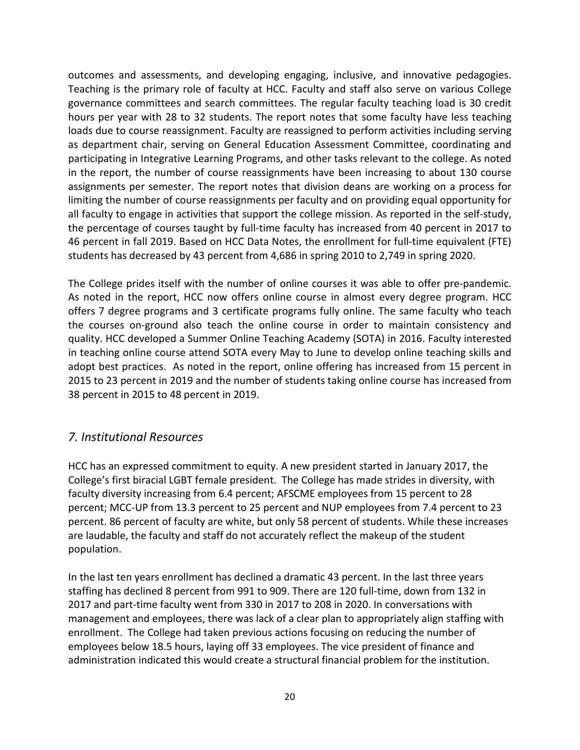outcomes and assessments, and developing engaging, inclusive, and innovative pedagogies. Teaching is the primary role of faculty at HCC. Faculty and staff also serve on various College governance committees and search committees. The regular faculty teaching load is 30 credit hours per year with 28 to 32 students. The report notes that some faculty have less teaching loads due to course reassignment. Faculty are reassigned to perform activities including serving as department chair, serving on General Education Assessment Committee, coordinating and participating in Integrative Learning Programs, and other tasks relevant to the college. As noted in the report, the number of course reassignments have been increasing to about 130 course assignments per semester. The report notes that division deans are working on a process for limiting the number of course reassignments per faculty and on providing equal opportunity for all faculty to engage in activities that support the college mission. As reported in the self-study, the percentage of courses taught by full-time faculty has increased from 40 percent in 2017 to 46 percent in fall 2019. Based on HCC Data Notes, the enrollment for full-time equivalent (FTE) students has decreased by 43 percent from 4,686 in spring 2010 to 2,749 in spring 2020.

The College prides itself with the number of online courses it was able to offer pre-pandemic. As noted in the report, HCC now offers online course in almost every degree program. HCC offers 7 degree programs and 3 certificate programs fully online. The same faculty who teach the courses on-ground also teach the online course in order to maintain consistency and quality. HCC developed a Summer Online Teaching Academy (SOTA) in 2016. Faculty interested in teaching online course attend SOTA every May to June to develop online teaching skills and adopt best practices. As noted in the report, online offering has increased from 15 percent in 2015 to 23 percent in 2019 and the number of students taking online course has increased from 38 percent in 2015 to 48 percent in 2019.

## *7. Institutional Resources*

HCC has an expressed commitment to equity. A new president started in January 2017, the College's first biracial LGBT female president. The College has made strides in diversity, with faculty diversity increasing from 6.4 percent; AFSCME employees from 15 percent to 28 percent; MCC-UP from 13.3 percent to 25 percent and NUP employees from 7.4 percent to 23 percent. 86 percent of faculty are white, but only 58 percent of students. While these increases are laudable, the faculty and staff do not accurately reflect the makeup of the student population.

In the last ten years enrollment has declined a dramatic 43 percent. In the last three years staffing has declined 8 percent from 991 to 909. There are 120 full-time, down from 132 in 2017 and part-time faculty went from 330 in 2017 to 208 in 2020. In conversations with management and employees, there was lack of a clear plan to appropriately align staffing with enrollment. The College had taken previous actions focusing on reducing the number of employees below 18.5 hours, laying off 33 employees. The vice president of finance and administration indicated this would create a structural financial problem for the institution.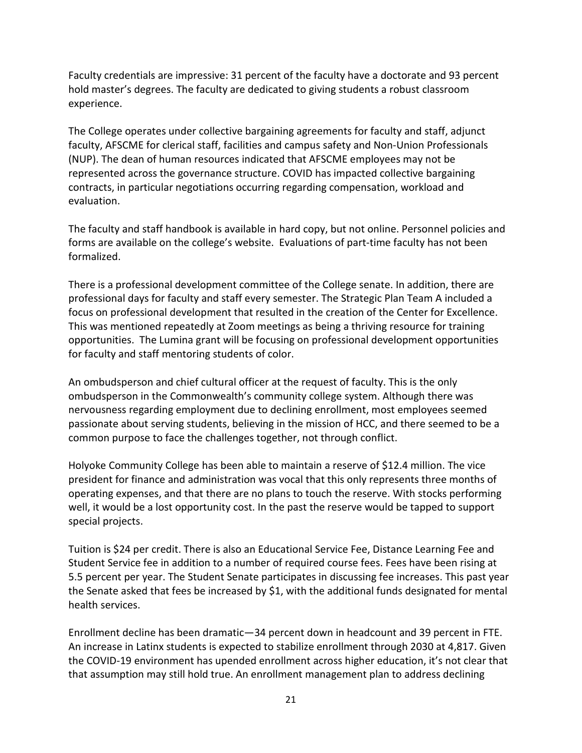Faculty credentials are impressive: 31 percent of the faculty have a doctorate and 93 percent hold master's degrees. The faculty are dedicated to giving students a robust classroom experience.

The College operates under collective bargaining agreements for faculty and staff, adjunct faculty, AFSCME for clerical staff, facilities and campus safety and Non-Union Professionals (NUP). The dean of human resources indicated that AFSCME employees may not be represented across the governance structure. COVID has impacted collective bargaining contracts, in particular negotiations occurring regarding compensation, workload and evaluation.

The faculty and staff handbook is available in hard copy, but not online. Personnel policies and forms are available on the college's website. Evaluations of part-time faculty has not been formalized.

There is a professional development committee of the College senate. In addition, there are professional days for faculty and staff every semester. The Strategic Plan Team A included a focus on professional development that resulted in the creation of the Center for Excellence. This was mentioned repeatedly at Zoom meetings as being a thriving resource for training opportunities. The Lumina grant will be focusing on professional development opportunities for faculty and staff mentoring students of color.

An ombudsperson and chief cultural officer at the request of faculty. This is the only ombudsperson in the Commonwealth's community college system. Although there was nervousness regarding employment due to declining enrollment, most employees seemed passionate about serving students, believing in the mission of HCC, and there seemed to be a common purpose to face the challenges together, not through conflict.

Holyoke Community College has been able to maintain a reserve of $12.4 million. The vice president for finance and administration was vocal that this only represents three months of operating expenses, and that there are no plans to touch the reserve. With stocks performing well, it would be a lost opportunity cost. In the past the reserve would be tapped to support special projects.

Tuition is $24 per credit. There is also an Educational Service Fee, Distance Learning Fee and Student Service fee in addition to a number of required course fees. Fees have been rising at 5.5 percent per year. The Student Senate participates in discussing fee increases. This past year the Senate asked that fees be increased by $1, with the additional funds designated for mental health services.

Enrollment decline has been dramatic—34 percent down in headcount and 39 percent in FTE. An increase in Latinx students is expected to stabilize enrollment through 2030 at 4,817. Given the COVID-19 environment has upended enrollment across higher education, it's not clear that that assumption may still hold true. An enrollment management plan to address declining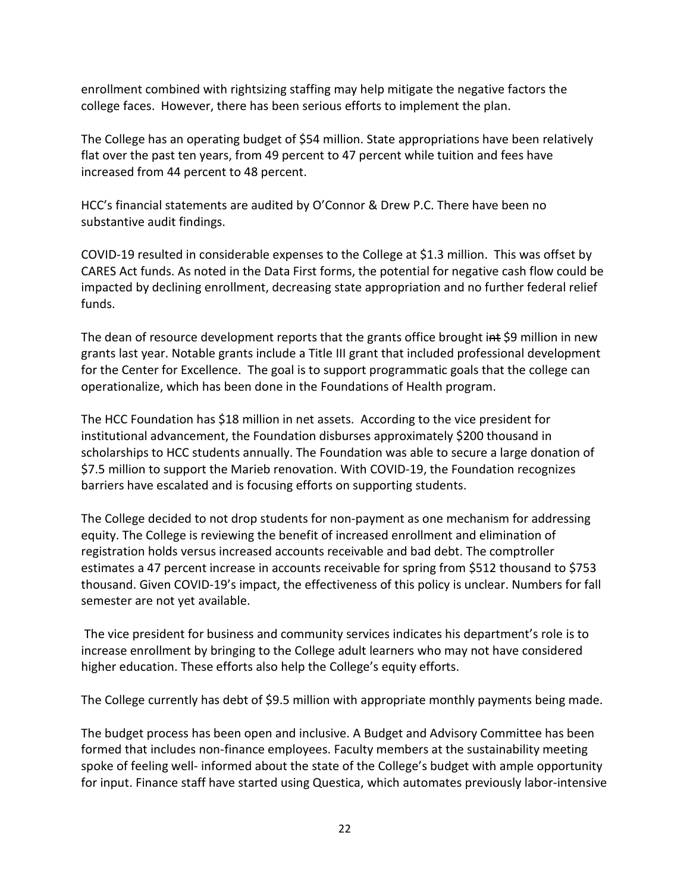enrollment combined with rightsizing staffing may help mitigate the negative factors the college faces. However, there has been serious efforts to implement the plan.

The College has an operating budget of $54 million. State appropriations have been relatively flat over the past ten years, from 49 percent to 47 percent while tuition and fees have increased from 44 percent to 48 percent.

HCC's financial statements are audited by O'Connor & Drew P.C. There have been no substantive audit findings.

COVID-19 resulted in considerable expenses to the College at $1.3 million. This was offset by CARES Act funds. As noted in the Data First forms, the potential for negative cash flow could be impacted by declining enrollment, decreasing state appropriation and no further federal relief funds.

The dean of resource development reports that the grants office brought ~~int~~ $9 million in new grants last year. Notable grants include a Title III grant that included professional development for the Center for Excellence. The goal is to support programmatic goals that the college can operationalize, which has been done in the Foundations of Health program.

The HCC Foundation has $18 million in net assets. According to the vice president for institutional advancement, the Foundation disburses approximately $200 thousand in scholarships to HCC students annually. The Foundation was able to secure a large donation of $7.5 million to support the Marieb renovation. With COVID-19, the Foundation recognizes barriers have escalated and is focusing efforts on supporting students.

The College decided to not drop students for non-payment as one mechanism for addressing equity. The College is reviewing the benefit of increased enrollment and elimination of registration holds versus increased accounts receivable and bad debt. The comptroller estimates a 47 percent increase in accounts receivable for spring from $512 thousand to $753 thousand. Given COVID-19's impact, the effectiveness of this policy is unclear. Numbers for fall semester are not yet available.

The vice president for business and community services indicates his department's role is to increase enrollment by bringing to the College adult learners who may not have considered higher education. These efforts also help the College's equity efforts.

The College currently has debt of $9.5 million with appropriate monthly payments being made.

The budget process has been open and inclusive. A Budget and Advisory Committee has been formed that includes non-finance employees. Faculty members at the sustainability meeting spoke of feeling well- informed about the state of the College's budget with ample opportunity for input. Finance staff have started using Questica, which automates previously labor-intensive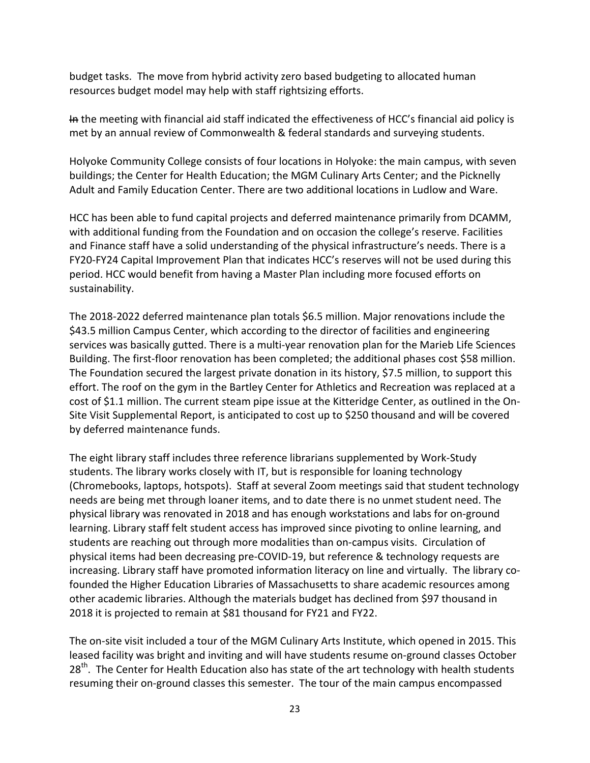budget tasks. The move from hybrid activity zero based budgeting to allocated human resources budget model may help with staff rightsizing efforts.

~~In~~ the meeting with financial aid staff indicated the effectiveness of HCC's financial aid policy is met by an annual review of Commonwealth & federal standards and surveying students.

Holyoke Community College consists of four locations in Holyoke: the main campus, with seven buildings; the Center for Health Education; the MGM Culinary Arts Center; and the Picknelly Adult and Family Education Center. There are two additional locations in Ludlow and Ware.

HCC has been able to fund capital projects and deferred maintenance primarily from DCAMM, with additional funding from the Foundation and on occasion the college's reserve. Facilities and Finance staff have a solid understanding of the physical infrastructure's needs. There is a FY20-FY24 Capital Improvement Plan that indicates HCC's reserves will not be used during this period. HCC would benefit from having a Master Plan including more focused efforts on sustainability.

The 2018-2022 deferred maintenance plan totals $6.5 million. Major renovations include the $43.5 million Campus Center, which according to the director of facilities and engineering services was basically gutted. There is a multi-year renovation plan for the Marieb Life Sciences Building. The first-floor renovation has been completed; the additional phases cost $58 million. The Foundation secured the largest private donation in its history, $7.5 million, to support this effort. The roof on the gym in the Bartley Center for Athletics and Recreation was replaced at a cost of $1.1 million. The current steam pipe issue at the Kitteridge Center, as outlined in the On-Site Visit Supplemental Report, is anticipated to cost up to $250 thousand and will be covered by deferred maintenance funds.

The eight library staff includes three reference librarians supplemented by Work-Study students. The library works closely with IT, but is responsible for loaning technology (Chromebooks, laptops, hotspots). Staff at several Zoom meetings said that student technology needs are being met through loaner items, and to date there is no unmet student need. The physical library was renovated in 2018 and has enough workstations and labs for on-ground learning. Library staff felt student access has improved since pivoting to online learning, and students are reaching out through more modalities than on-campus visits. Circulation of physical items had been decreasing pre-COVID-19, but reference & technology requests are increasing. Library staff have promoted information literacy on line and virtually. The library co-founded the Higher Education Libraries of Massachusetts to share academic resources among other academic libraries. Although the materials budget has declined from $97 thousand in 2018 it is projected to remain at $81 thousand for FY21 and FY22.

The on-site visit included a tour of the MGM Culinary Arts Institute, which opened in 2015. This leased facility was bright and inviting and will have students resume on-ground classes October 28th. The Center for Health Education also has state of the art technology with health students resuming their on-ground classes this semester. The tour of the main campus encompassed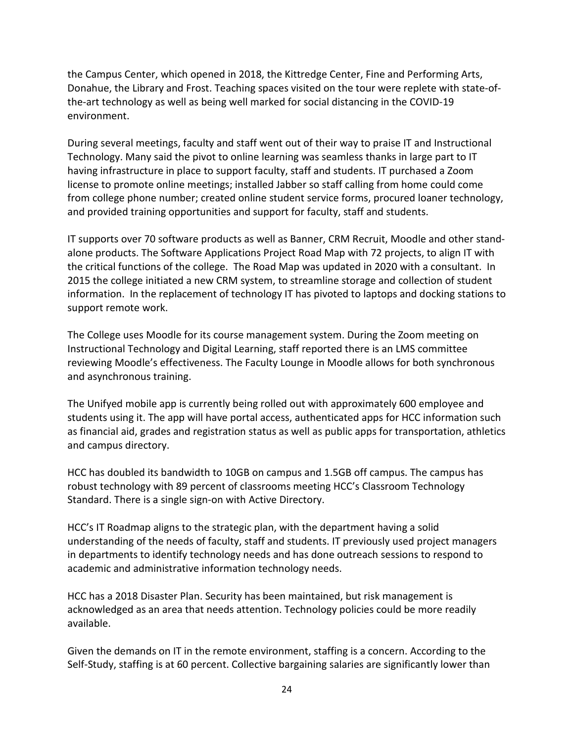the Campus Center, which opened in 2018, the Kittredge Center, Fine and Performing Arts, Donahue, the Library and Frost. Teaching spaces visited on the tour were replete with state-of-the-art technology as well as being well marked for social distancing in the COVID-19 environment.

During several meetings, faculty and staff went out of their way to praise IT and Instructional Technology. Many said the pivot to online learning was seamless thanks in large part to IT having infrastructure in place to support faculty, staff and students. IT purchased a Zoom license to promote online meetings; installed Jabber so staff calling from home could come from college phone number; created online student service forms, procured loaner technology, and provided training opportunities and support for faculty, staff and students.

IT supports over 70 software products as well as Banner, CRM Recruit, Moodle and other stand-alone products. The Software Applications Project Road Map with 72 projects, to align IT with the critical functions of the college. The Road Map was updated in 2020 with a consultant. In 2015 the college initiated a new CRM system, to streamline storage and collection of student information. In the replacement of technology IT has pivoted to laptops and docking stations to support remote work.

The College uses Moodle for its course management system. During the Zoom meeting on Instructional Technology and Digital Learning, staff reported there is an LMS committee reviewing Moodle's effectiveness. The Faculty Lounge in Moodle allows for both synchronous and asynchronous training.

The Unifyed mobile app is currently being rolled out with approximately 600 employee and students using it. The app will have portal access, authenticated apps for HCC information such as financial aid, grades and registration status as well as public apps for transportation, athletics and campus directory.

HCC has doubled its bandwidth to 10GB on campus and 1.5GB off campus. The campus has robust technology with 89 percent of classrooms meeting HCC's Classroom Technology Standard. There is a single sign-on with Active Directory.

HCC's IT Roadmap aligns to the strategic plan, with the department having a solid understanding of the needs of faculty, staff and students. IT previously used project managers in departments to identify technology needs and has done outreach sessions to respond to academic and administrative information technology needs.

HCC has a 2018 Disaster Plan. Security has been maintained, but risk management is acknowledged as an area that needs attention. Technology policies could be more readily available.

Given the demands on IT in the remote environment, staffing is a concern. According to the Self-Study, staffing is at 60 percent. Collective bargaining salaries are significantly lower than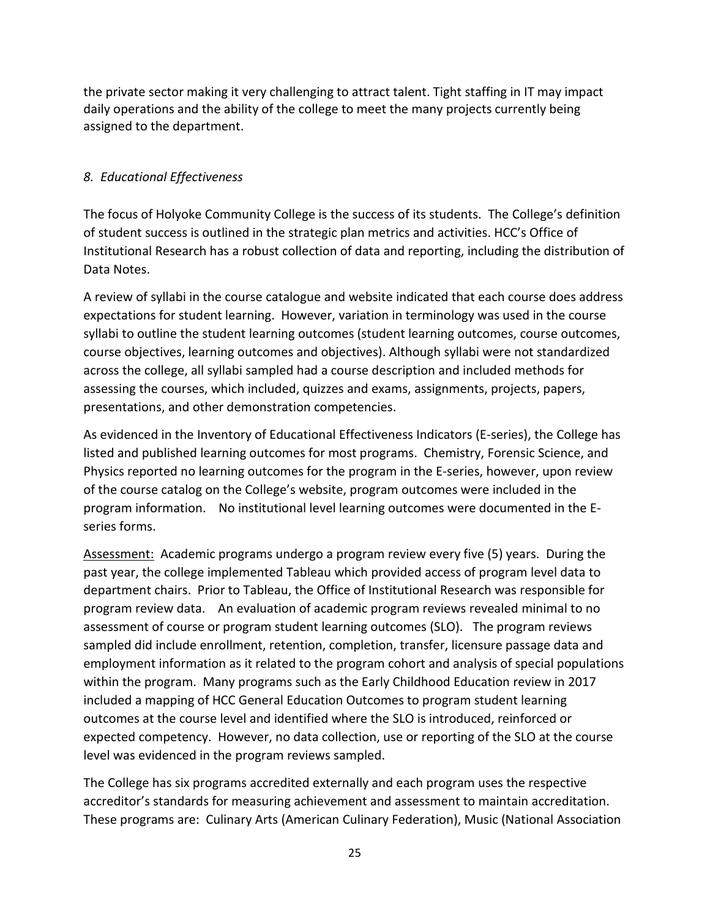the private sector making it very challenging to attract talent. Tight staffing in IT may impact daily operations and the ability of the college to meet the many projects currently being assigned to the department.

### *8. Educational Effectiveness*

The focus of Holyoke Community College is the success of its students. The College's definition of student success is outlined in the strategic plan metrics and activities. HCC's Office of Institutional Research has a robust collection of data and reporting, including the distribution of Data Notes.

A review of syllabi in the course catalogue and website indicated that each course does address expectations for student learning. However, variation in terminology was used in the course syllabi to outline the student learning outcomes (student learning outcomes, course outcomes, course objectives, learning outcomes and objectives). Although syllabi were not standardized across the college, all syllabi sampled had a course description and included methods for assessing the courses, which included, quizzes and exams, assignments, projects, papers, presentations, and other demonstration competencies.

As evidenced in the Inventory of Educational Effectiveness Indicators (E-series), the College has listed and published learning outcomes for most programs. Chemistry, Forensic Science, and Physics reported no learning outcomes for the program in the E-series, however, upon review of the course catalog on the College's website, program outcomes were included in the program information. No institutional level learning outcomes were documented in the E-series forms.

<u>Assessment:</u> Academic programs undergo a program review every five (5) years. During the past year, the college implemented Tableau which provided access of program level data to department chairs. Prior to Tableau, the Office of Institutional Research was responsible for program review data. An evaluation of academic program reviews revealed minimal to no assessment of course or program student learning outcomes (SLO). The program reviews sampled did include enrollment, retention, completion, transfer, licensure passage data and employment information as it related to the program cohort and analysis of special populations within the program. Many programs such as the Early Childhood Education review in 2017 included a mapping of HCC General Education Outcomes to program student learning outcomes at the course level and identified where the SLO is introduced, reinforced or expected competency. However, no data collection, use or reporting of the SLO at the course level was evidenced in the program reviews sampled.

The College has six programs accredited externally and each program uses the respective accreditor's standards for measuring achievement and assessment to maintain accreditation. These programs are: Culinary Arts (American Culinary Federation), Music (National Association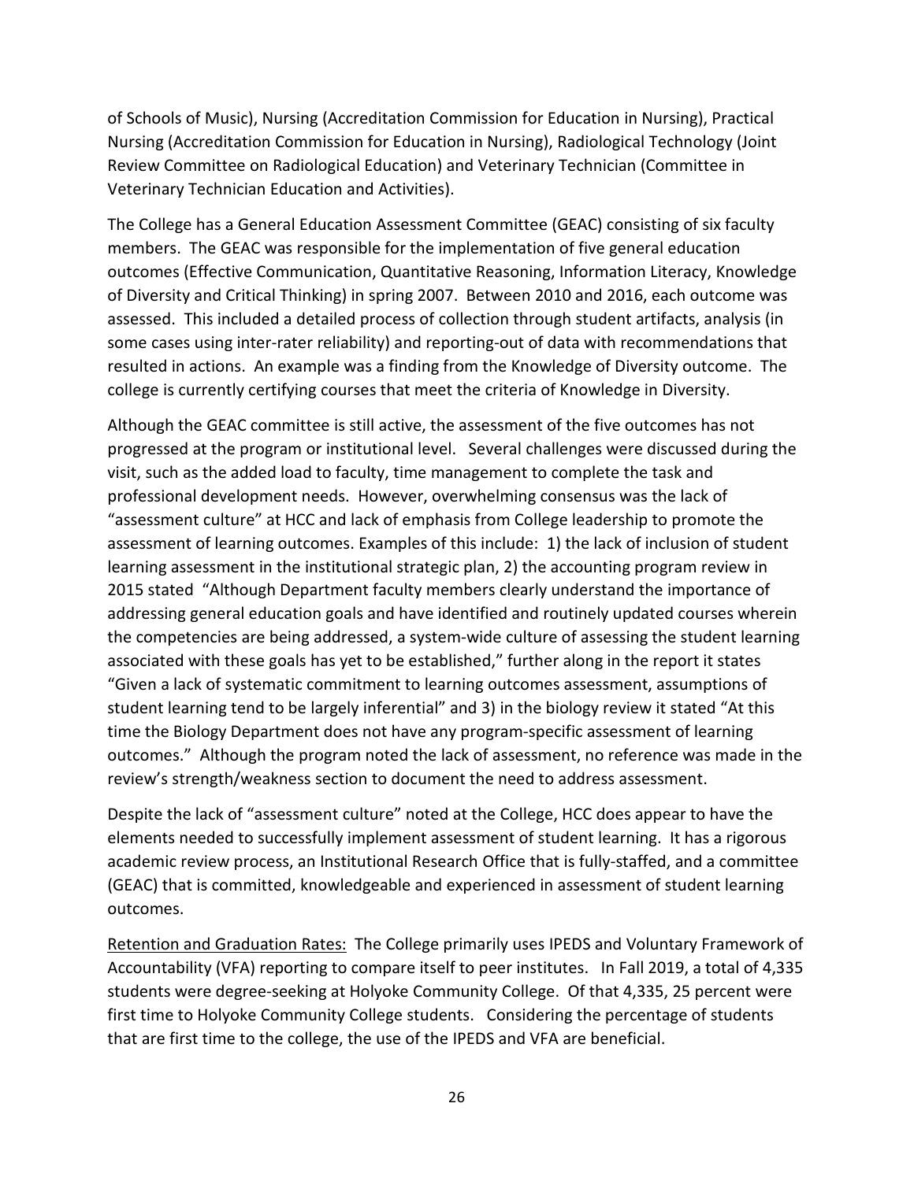of Schools of Music), Nursing (Accreditation Commission for Education in Nursing), Practical Nursing (Accreditation Commission for Education in Nursing), Radiological Technology (Joint Review Committee on Radiological Education) and Veterinary Technician (Committee in Veterinary Technician Education and Activities).

The College has a General Education Assessment Committee (GEAC) consisting of six faculty members. The GEAC was responsible for the implementation of five general education outcomes (Effective Communication, Quantitative Reasoning, Information Literacy, Knowledge of Diversity and Critical Thinking) in spring 2007. Between 2010 and 2016, each outcome was assessed. This included a detailed process of collection through student artifacts, analysis (in some cases using inter-rater reliability) and reporting-out of data with recommendations that resulted in actions. An example was a finding from the Knowledge of Diversity outcome. The college is currently certifying courses that meet the criteria of Knowledge in Diversity.

Although the GEAC committee is still active, the assessment of the five outcomes has not progressed at the program or institutional level. Several challenges were discussed during the visit, such as the added load to faculty, time management to complete the task and professional development needs. However, overwhelming consensus was the lack of "assessment culture" at HCC and lack of emphasis from College leadership to promote the assessment of learning outcomes. Examples of this include: 1) the lack of inclusion of student learning assessment in the institutional strategic plan, 2) the accounting program review in 2015 stated "Although Department faculty members clearly understand the importance of addressing general education goals and have identified and routinely updated courses wherein the competencies are being addressed, a system-wide culture of assessing the student learning associated with these goals has yet to be established," further along in the report it states "Given a lack of systematic commitment to learning outcomes assessment, assumptions of student learning tend to be largely inferential" and 3) in the biology review it stated "At this time the Biology Department does not have any program-specific assessment of learning outcomes." Although the program noted the lack of assessment, no reference was made in the review's strength/weakness section to document the need to address assessment.

Despite the lack of "assessment culture" noted at the College, HCC does appear to have the elements needed to successfully implement assessment of student learning. It has a rigorous academic review process, an Institutional Research Office that is fully-staffed, and a committee (GEAC) that is committed, knowledgeable and experienced in assessment of student learning outcomes.

<u>Retention and Graduation Rates:</u> The College primarily uses IPEDS and Voluntary Framework of Accountability (VFA) reporting to compare itself to peer institutes. In Fall 2019, a total of 4,335 students were degree-seeking at Holyoke Community College. Of that 4,335, 25 percent were first time to Holyoke Community College students. Considering the percentage of students that are first time to the college, the use of the IPEDS and VFA are beneficial.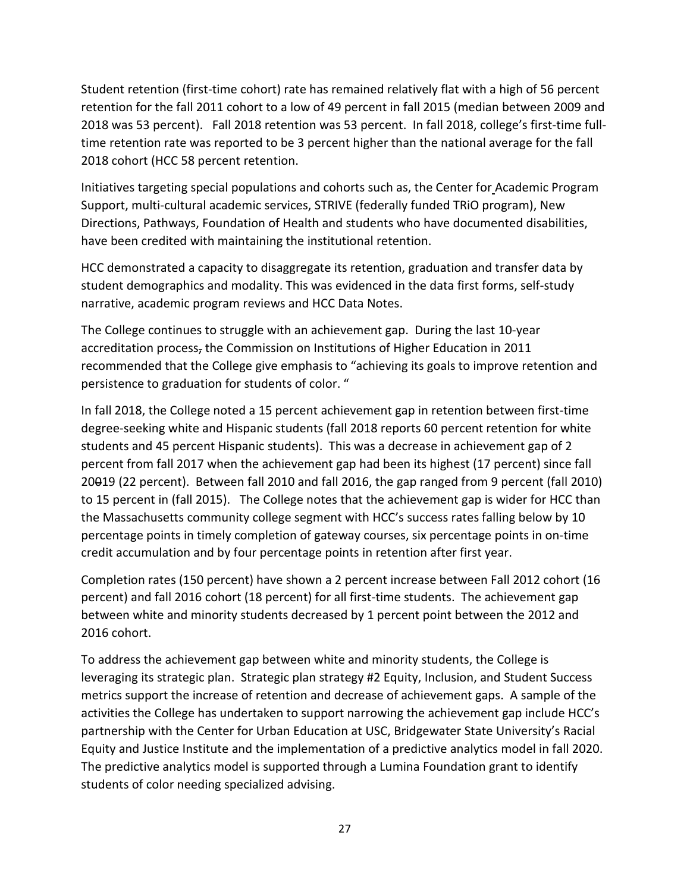Student retention (first-time cohort) rate has remained relatively flat with a high of 56 percent retention for the fall 2011 cohort to a low of 49 percent in fall 2015 (median between 2009 and 2018 was 53 percent). Fall 2018 retention was 53 percent. In fall 2018, college's first-time full-time retention rate was reported to be 3 percent higher than the national average for the fall 2018 cohort (HCC 58 percent retention.

Initiatives targeting special populations and cohorts such as, the Center for Academic Program Support, multi-cultural academic services, STRIVE (federally funded TRiO program), New Directions, Pathways, Foundation of Health and students who have documented disabilities, have been credited with maintaining the institutional retention.

HCC demonstrated a capacity to disaggregate its retention, graduation and transfer data by student demographics and modality. This was evidenced in the data first forms, self-study narrative, academic program reviews and HCC Data Notes.

The College continues to struggle with an achievement gap. During the last 10-year accreditation process, the Commission on Institutions of Higher Education in 2011 recommended that the College give emphasis to "achieving its goals to improve retention and persistence to graduation for students of color. "

In fall 2018, the College noted a 15 percent achievement gap in retention between first-time degree-seeking white and Hispanic students (fall 2018 reports 60 percent retention for white students and 45 percent Hispanic students). This was a decrease in achievement gap of 2 percent from fall 2017 when the achievement gap had been its highest (17 percent) since fall 20019 (22 percent). Between fall 2010 and fall 2016, the gap ranged from 9 percent (fall 2010) to 15 percent in (fall 2015). The College notes that the achievement gap is wider for HCC than the Massachusetts community college segment with HCC's success rates falling below by 10 percentage points in timely completion of gateway courses, six percentage points in on-time credit accumulation and by four percentage points in retention after first year.

Completion rates (150 percent) have shown a 2 percent increase between Fall 2012 cohort (16 percent) and fall 2016 cohort (18 percent) for all first-time students. The achievement gap between white and minority students decreased by 1 percent point between the 2012 and 2016 cohort.

To address the achievement gap between white and minority students, the College is leveraging its strategic plan. Strategic plan strategy #2 Equity, Inclusion, and Student Success metrics support the increase of retention and decrease of achievement gaps. A sample of the activities the College has undertaken to support narrowing the achievement gap include HCC's partnership with the Center for Urban Education at USC, Bridgewater State University's Racial Equity and Justice Institute and the implementation of a predictive analytics model in fall 2020. The predictive analytics model is supported through a Lumina Foundation grant to identify students of color needing specialized advising.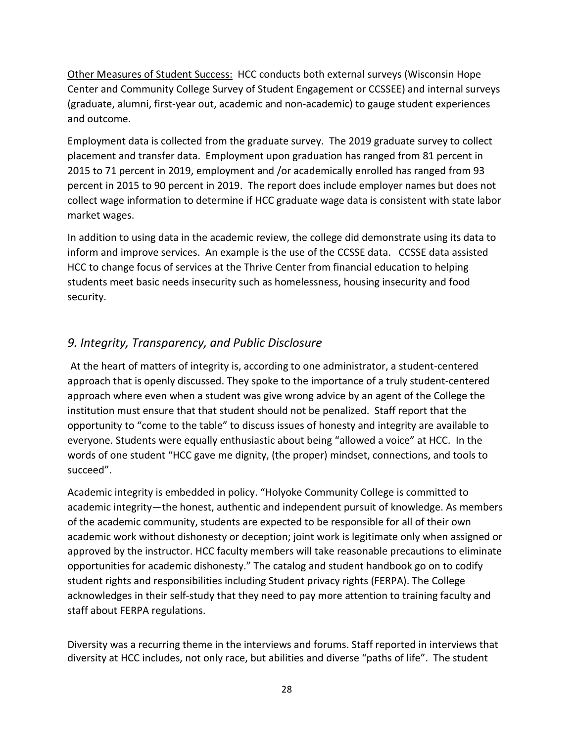<u>Other Measures of Student Success:</u> HCC conducts both external surveys (Wisconsin Hope Center and Community College Survey of Student Engagement or CCSSEE) and internal surveys (graduate, alumni, first-year out, academic and non-academic) to gauge student experiences and outcome.

Employment data is collected from the graduate survey. The 2019 graduate survey to collect placement and transfer data. Employment upon graduation has ranged from 81 percent in 2015 to 71 percent in 2019, employment and /or academically enrolled has ranged from 93 percent in 2015 to 90 percent in 2019. The report does include employer names but does not collect wage information to determine if HCC graduate wage data is consistent with state labor market wages.

In addition to using data in the academic review, the college did demonstrate using its data to inform and improve services. An example is the use of the CCSSE data. CCSSE data assisted HCC to change focus of services at the Thrive Center from financial education to helping students meet basic needs insecurity such as homelessness, housing insecurity and food security.

## *9. Integrity, Transparency, and Public Disclosure*

At the heart of matters of integrity is, according to one administrator, a student-centered approach that is openly discussed. They spoke to the importance of a truly student-centered approach where even when a student was give wrong advice by an agent of the College the institution must ensure that that student should not be penalized. Staff report that the opportunity to "come to the table" to discuss issues of honesty and integrity are available to everyone. Students were equally enthusiastic about being "allowed a voice" at HCC. In the words of one student "HCC gave me dignity, (the proper) mindset, connections, and tools to succeed".

Academic integrity is embedded in policy. "Holyoke Community College is committed to academic integrity—the honest, authentic and independent pursuit of knowledge. As members of the academic community, students are expected to be responsible for all of their own academic work without dishonesty or deception; joint work is legitimate only when assigned or approved by the instructor. HCC faculty members will take reasonable precautions to eliminate opportunities for academic dishonesty." The catalog and student handbook go on to codify student rights and responsibilities including Student privacy rights (FERPA). The College acknowledges in their self-study that they need to pay more attention to training faculty and staff about FERPA regulations.

Diversity was a recurring theme in the interviews and forums. Staff reported in interviews that diversity at HCC includes, not only race, but abilities and diverse "paths of life". The student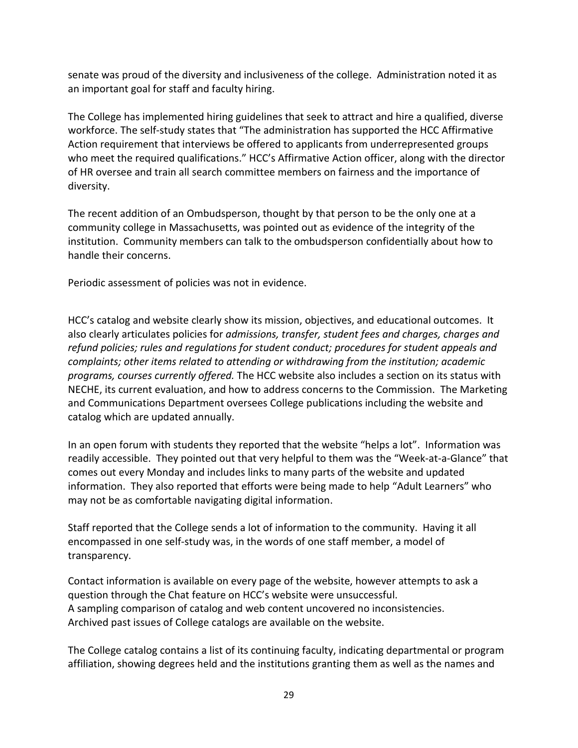senate was proud of the diversity and inclusiveness of the college. Administration noted it as an important goal for staff and faculty hiring.

The College has implemented hiring guidelines that seek to attract and hire a qualified, diverse workforce. The self-study states that "The administration has supported the HCC Affirmative Action requirement that interviews be offered to applicants from underrepresented groups who meet the required qualifications." HCC's Affirmative Action officer, along with the director of HR oversee and train all search committee members on fairness and the importance of diversity.

The recent addition of an Ombudsperson, thought by that person to be the only one at a community college in Massachusetts, was pointed out as evidence of the integrity of the institution. Community members can talk to the ombudsperson confidentially about how to handle their concerns.

Periodic assessment of policies was not in evidence.

HCC's catalog and website clearly show its mission, objectives, and educational outcomes. It also clearly articulates policies for *admissions, transfer, student fees and charges, charges and refund policies; rules and regulations for student conduct; procedures for student appeals and complaints; other items related to attending or withdrawing from the institution; academic programs, courses currently offered.* The HCC website also includes a section on its status with NECHE, its current evaluation, and how to address concerns to the Commission. The Marketing and Communications Department oversees College publications including the website and catalog which are updated annually.

In an open forum with students they reported that the website "helps a lot". Information was readily accessible. They pointed out that very helpful to them was the "Week-at-a-Glance" that comes out every Monday and includes links to many parts of the website and updated information. They also reported that efforts were being made to help "Adult Learners" who may not be as comfortable navigating digital information.

Staff reported that the College sends a lot of information to the community. Having it all encompassed in one self-study was, in the words of one staff member, a model of transparency.

Contact information is available on every page of the website, however attempts to ask a question through the Chat feature on HCC's website were unsuccessful.
A sampling comparison of catalog and web content uncovered no inconsistencies.
Archived past issues of College catalogs are available on the website.

The College catalog contains a list of its continuing faculty, indicating departmental or program affiliation, showing degrees held and the institutions granting them as well as the names and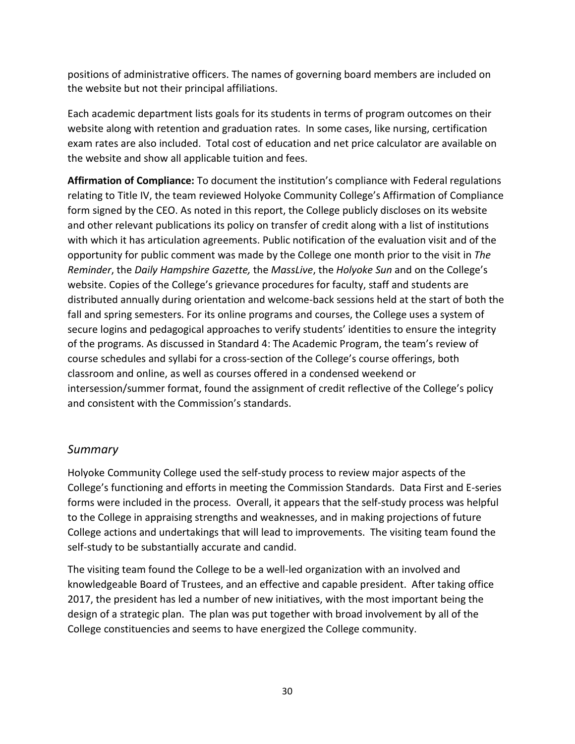positions of administrative officers. The names of governing board members are included on the website but not their principal affiliations.

Each academic department lists goals for its students in terms of program outcomes on their website along with retention and graduation rates. In some cases, like nursing, certification exam rates are also included. Total cost of education and net price calculator are available on the website and show all applicable tuition and fees.

**Affirmation of Compliance:** To document the institution's compliance with Federal regulations relating to Title IV, the team reviewed Holyoke Community College's Affirmation of Compliance form signed by the CEO. As noted in this report, the College publicly discloses on its website and other relevant publications its policy on transfer of credit along with a list of institutions with which it has articulation agreements. Public notification of the evaluation visit and of the opportunity for public comment was made by the College one month prior to the visit in *The Reminder*, the *Daily Hampshire Gazette,* the *MassLive*, the *Holyoke Sun* and on the College's website. Copies of the College's grievance procedures for faculty, staff and students are distributed annually during orientation and welcome-back sessions held at the start of both the fall and spring semesters. For its online programs and courses, the College uses a system of secure logins and pedagogical approaches to verify students' identities to ensure the integrity of the programs. As discussed in Standard 4: The Academic Program, the team's review of course schedules and syllabi for a cross-section of the College's course offerings, both classroom and online, as well as courses offered in a condensed weekend or intersession/summer format, found the assignment of credit reflective of the College's policy and consistent with the Commission's standards.

## *Summary*

Holyoke Community College used the self-study process to review major aspects of the College's functioning and efforts in meeting the Commission Standards. Data First and E-series forms were included in the process. Overall, it appears that the self-study process was helpful to the College in appraising strengths and weaknesses, and in making projections of future College actions and undertakings that will lead to improvements. The visiting team found the self-study to be substantially accurate and candid.

The visiting team found the College to be a well-led organization with an involved and knowledgeable Board of Trustees, and an effective and capable president. After taking office 2017, the president has led a number of new initiatives, with the most important being the design of a strategic plan. The plan was put together with broad involvement by all of the College constituencies and seems to have energized the College community.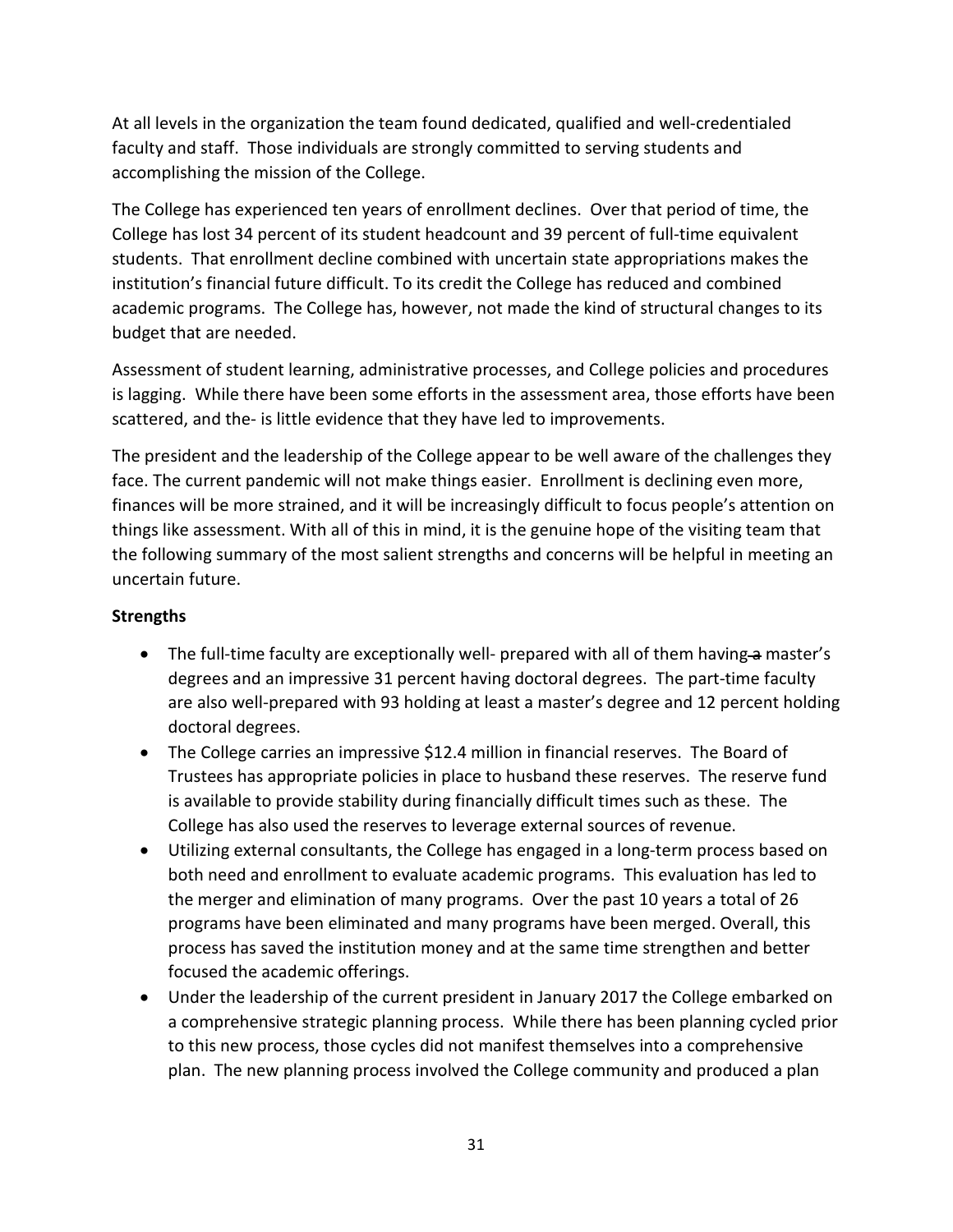At all levels in the organization the team found dedicated, qualified and well-credentialed faculty and staff. Those individuals are strongly committed to serving students and accomplishing the mission of the College.

The College has experienced ten years of enrollment declines. Over that period of time, the College has lost 34 percent of its student headcount and 39 percent of full-time equivalent students. That enrollment decline combined with uncertain state appropriations makes the institution's financial future difficult. To its credit the College has reduced and combined academic programs. The College has, however, not made the kind of structural changes to its budget that are needed.

Assessment of student learning, administrative processes, and College policies and procedures is lagging. While there have been some efforts in the assessment area, those efforts have been scattered, and the- is little evidence that they have led to improvements.

The president and the leadership of the College appear to be well aware of the challenges they face. The current pandemic will not make things easier. Enrollment is declining even more, finances will be more strained, and it will be increasingly difficult to focus people's attention on things like assessment. With all of this in mind, it is the genuine hope of the visiting team that the following summary of the most salient strengths and concerns will be helpful in meeting an uncertain future.

**Strengths**

- The full-time faculty are exceptionally well- prepared with all of them having ~~a~~ master's degrees and an impressive 31 percent having doctoral degrees. The part-time faculty are also well-prepared with 93 holding at least a master's degree and 12 percent holding doctoral degrees.
- The College carries an impressive $12.4 million in financial reserves. The Board of Trustees has appropriate policies in place to husband these reserves. The reserve fund is available to provide stability during financially difficult times such as these. The College has also used the reserves to leverage external sources of revenue.
- Utilizing external consultants, the College has engaged in a long-term process based on both need and enrollment to evaluate academic programs. This evaluation has led to the merger and elimination of many programs. Over the past 10 years a total of 26 programs have been eliminated and many programs have been merged. Overall, this process has saved the institution money and at the same time strengthen and better focused the academic offerings.
- Under the leadership of the current president in January 2017 the College embarked on a comprehensive strategic planning process. While there has been planning cycled prior to this new process, those cycles did not manifest themselves into a comprehensive plan. The new planning process involved the College community and produced a plan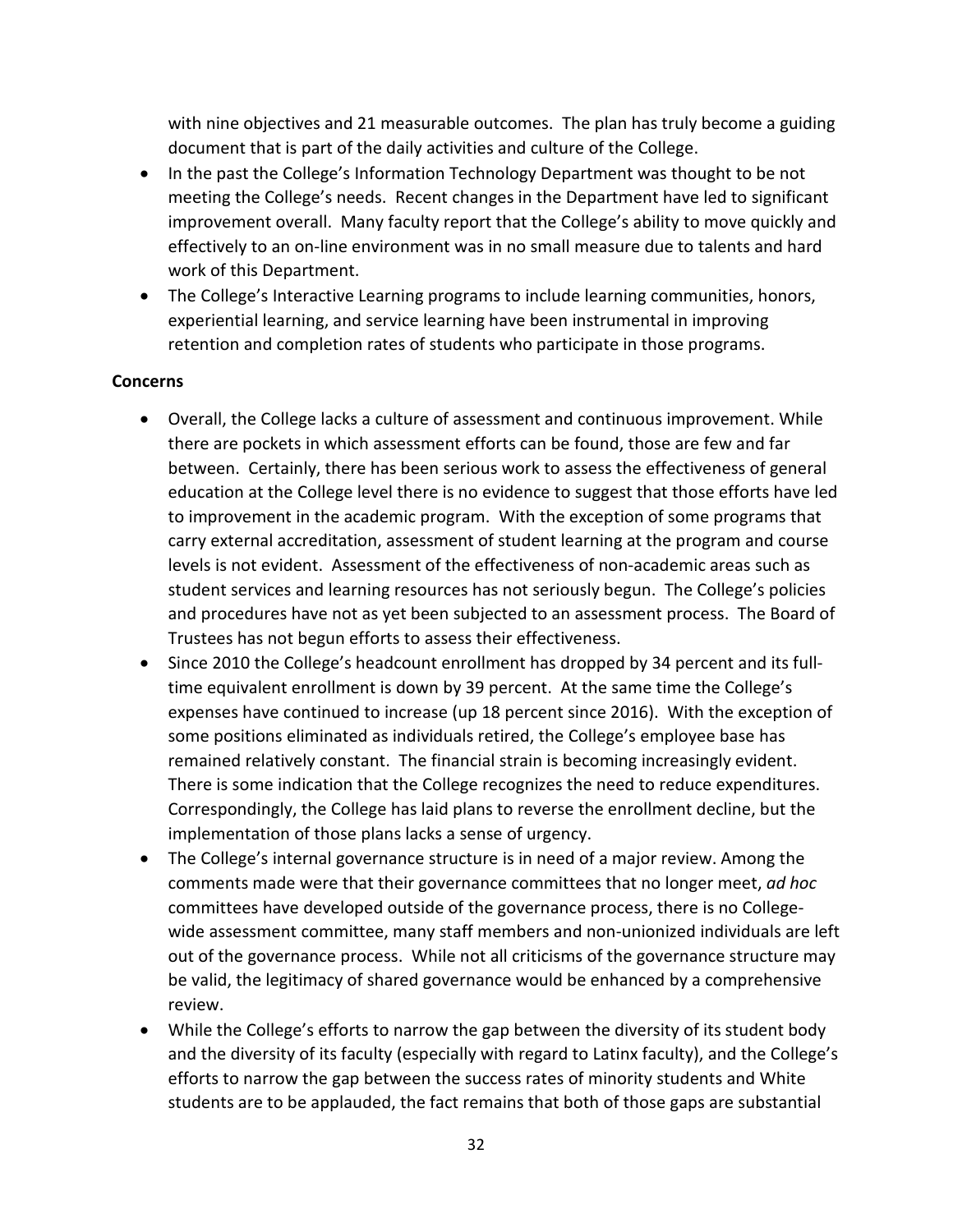with nine objectives and 21 measurable outcomes. The plan has truly become a guiding document that is part of the daily activities and culture of the College.

- In the past the College's Information Technology Department was thought to be not meeting the College's needs. Recent changes in the Department have led to significant improvement overall. Many faculty report that the College's ability to move quickly and effectively to an on-line environment was in no small measure due to talents and hard work of this Department.
- The College's Interactive Learning programs to include learning communities, honors, experiential learning, and service learning have been instrumental in improving retention and completion rates of students who participate in those programs.

**Concerns**

- Overall, the College lacks a culture of assessment and continuous improvement. While there are pockets in which assessment efforts can be found, those are few and far between. Certainly, there has been serious work to assess the effectiveness of general education at the College level there is no evidence to suggest that those efforts have led to improvement in the academic program. With the exception of some programs that carry external accreditation, assessment of student learning at the program and course levels is not evident. Assessment of the effectiveness of non-academic areas such as student services and learning resources has not seriously begun. The College's policies and procedures have not as yet been subjected to an assessment process. The Board of Trustees has not begun efforts to assess their effectiveness.
- Since 2010 the College's headcount enrollment has dropped by 34 percent and its full-time equivalent enrollment is down by 39 percent. At the same time the College's expenses have continued to increase (up 18 percent since 2016). With the exception of some positions eliminated as individuals retired, the College's employee base has remained relatively constant. The financial strain is becoming increasingly evident. There is some indication that the College recognizes the need to reduce expenditures. Correspondingly, the College has laid plans to reverse the enrollment decline, but the implementation of those plans lacks a sense of urgency.
- The College's internal governance structure is in need of a major review. Among the comments made were that their governance committees that no longer meet, *ad hoc* committees have developed outside of the governance process, there is no College-wide assessment committee, many staff members and non-unionized individuals are left out of the governance process. While not all criticisms of the governance structure may be valid, the legitimacy of shared governance would be enhanced by a comprehensive review.
- While the College's efforts to narrow the gap between the diversity of its student body and the diversity of its faculty (especially with regard to Latinx faculty), and the College's efforts to narrow the gap between the success rates of minority students and White students are to be applauded, the fact remains that both of those gaps are substantial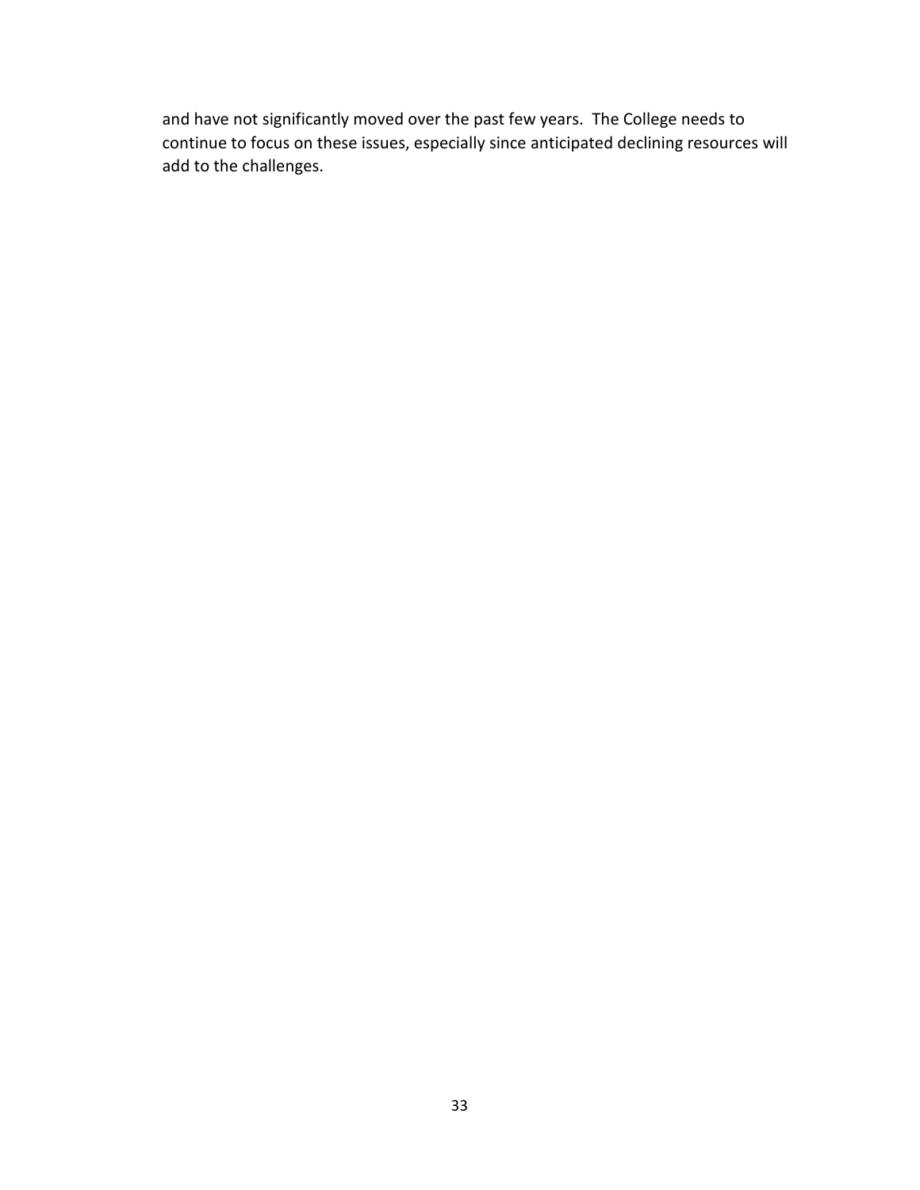and have not significantly moved over the past few years. The College needs to continue to focus on these issues, especially since anticipated declining resources will add to the challenges.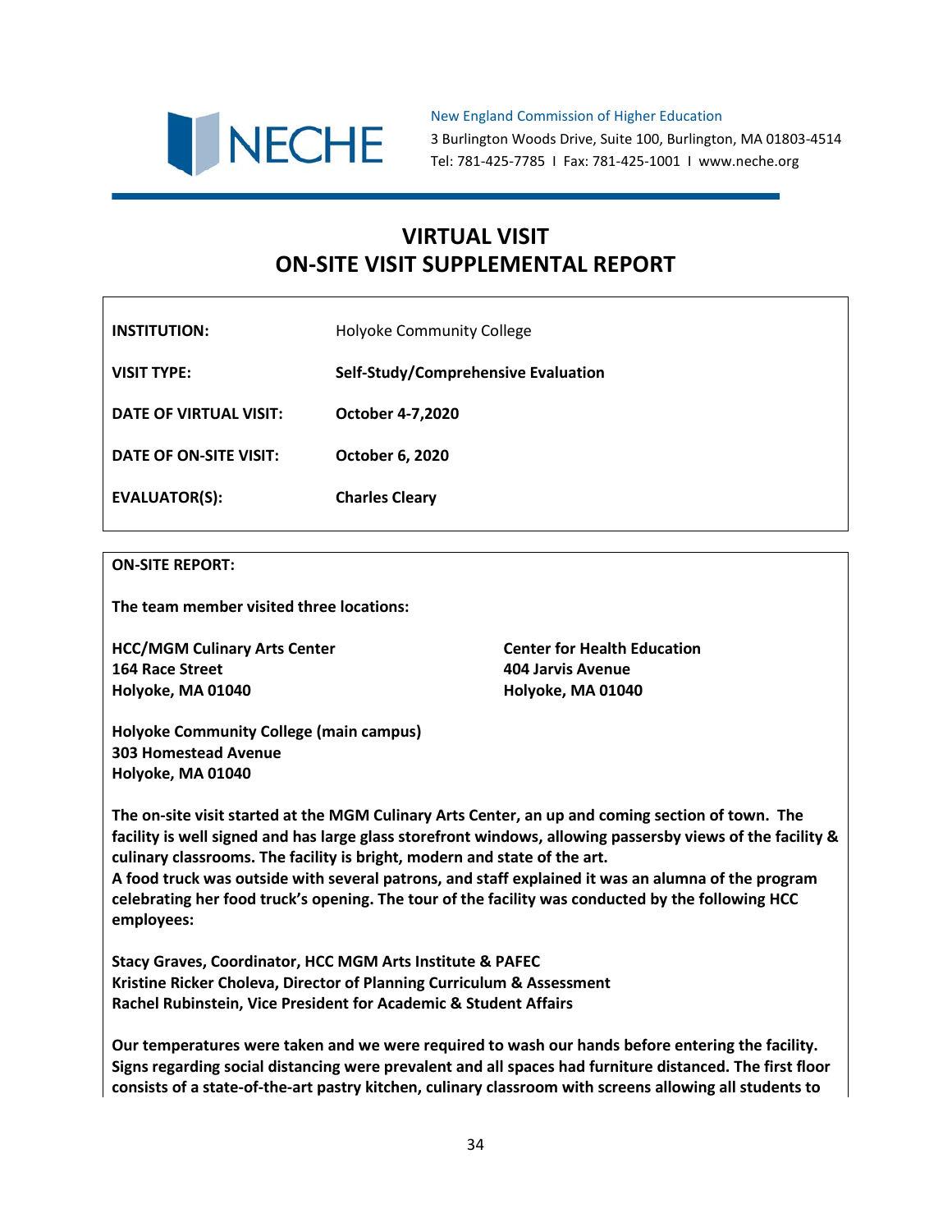New England Commission of Higher Education
3 Burlington Woods Drive, Suite 100, Burlington, MA 01803-4514
Tel: 781-425-7785 I Fax: 781-425-1001 I www.neche.org

# VIRTUAL VISIT
# ON-SITE VISIT SUPPLEMENTAL REPORT

| | |
|---|---|
| **INSTITUTION:** | Holyoke Community College |
| **VISIT TYPE:** | **Self-Study/Comprehensive Evaluation** |
| **DATE OF VIRTUAL VISIT:** | **October 4-7,2020** |
| **DATE OF ON-SITE VISIT:** | **October 6, 2020** |
| **EVALUATOR(S):** | **Charles Cleary** |

**ON-SITE REPORT:**

**The team member visited three locations:**

**HCC/MGM Culinary Arts Center**
**164 Race Street**
**Holyoke, MA 01040**

**Center for Health Education**
**404 Jarvis Avenue**
**Holyoke, MA 01040**

**Holyoke Community College (main campus)**
**303 Homestead Avenue**
**Holyoke, MA 01040**

**The on-site visit started at the MGM Culinary Arts Center, an up and coming section of town. The facility is well signed and has large glass storefront windows, allowing passersby views of the facility & culinary classrooms. The facility is bright, modern and state of the art.**
**A food truck was outside with several patrons, and staff explained it was an alumna of the program celebrating her food truck's opening. The tour of the facility was conducted by the following HCC employees:**

**Stacy Graves, Coordinator, HCC MGM Arts Institute & PAFEC**
**Kristine Ricker Choleva, Director of Planning Curriculum & Assessment**
**Rachel Rubinstein, Vice President for Academic & Student Affairs**

**Our temperatures were taken and we were required to wash our hands before entering the facility. Signs regarding social distancing were prevalent and all spaces had furniture distanced. The first floor consists of a state-of-the-art pastry kitchen, culinary classroom with screens allowing all students to**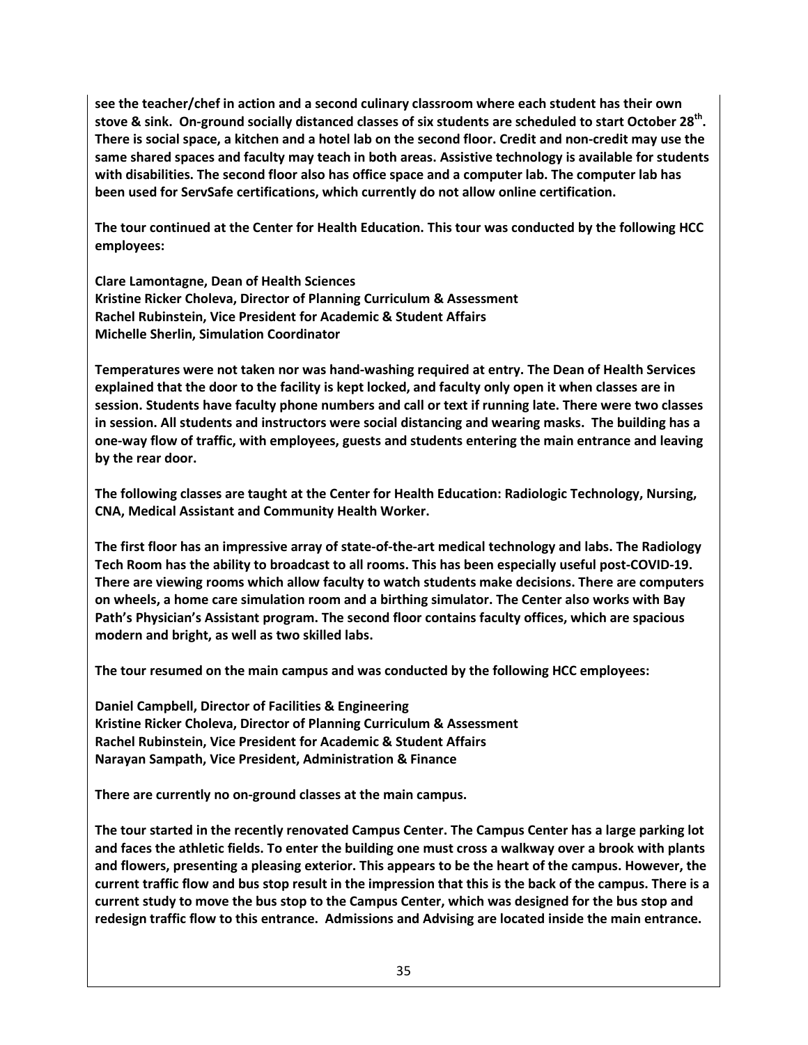**see the teacher/chef in action and a second culinary classroom where each student has their own stove & sink. On-ground socially distanced classes of six students are scheduled to start October 28th. There is social space, a kitchen and a hotel lab on the second floor. Credit and non-credit may use the same shared spaces and faculty may teach in both areas. Assistive technology is available for students with disabilities. The second floor also has office space and a computer lab. The computer lab has been used for ServSafe certifications, which currently do not allow online certification.**

**The tour continued at the Center for Health Education. This tour was conducted by the following HCC employees:**

**Clare Lamontagne, Dean of Health Sciences**
**Kristine Ricker Choleva, Director of Planning Curriculum & Assessment**
**Rachel Rubinstein, Vice President for Academic & Student Affairs**
**Michelle Sherlin, Simulation Coordinator**

**Temperatures were not taken nor was hand-washing required at entry. The Dean of Health Services explained that the door to the facility is kept locked, and faculty only open it when classes are in session. Students have faculty phone numbers and call or text if running late. There were two classes in session. All students and instructors were social distancing and wearing masks. The building has a one-way flow of traffic, with employees, guests and students entering the main entrance and leaving by the rear door.**

**The following classes are taught at the Center for Health Education: Radiologic Technology, Nursing, CNA, Medical Assistant and Community Health Worker.**

**The first floor has an impressive array of state-of-the-art medical technology and labs. The Radiology Tech Room has the ability to broadcast to all rooms. This has been especially useful post-COVID-19. There are viewing rooms which allow faculty to watch students make decisions. There are computers on wheels, a home care simulation room and a birthing simulator. The Center also works with Bay Path's Physician's Assistant program. The second floor contains faculty offices, which are spacious modern and bright, as well as two skilled labs.**

**The tour resumed on the main campus and was conducted by the following HCC employees:**

**Daniel Campbell, Director of Facilities & Engineering**
**Kristine Ricker Choleva, Director of Planning Curriculum & Assessment**
**Rachel Rubinstein, Vice President for Academic & Student Affairs**
**Narayan Sampath, Vice President, Administration & Finance**

**There are currently no on-ground classes at the main campus.**

**The tour started in the recently renovated Campus Center. The Campus Center has a large parking lot and faces the athletic fields. To enter the building one must cross a walkway over a brook with plants and flowers, presenting a pleasing exterior. This appears to be the heart of the campus. However, the current traffic flow and bus stop result in the impression that this is the back of the campus. There is a current study to move the bus stop to the Campus Center, which was designed for the bus stop and redesign traffic flow to this entrance. Admissions and Advising are located inside the main entrance.**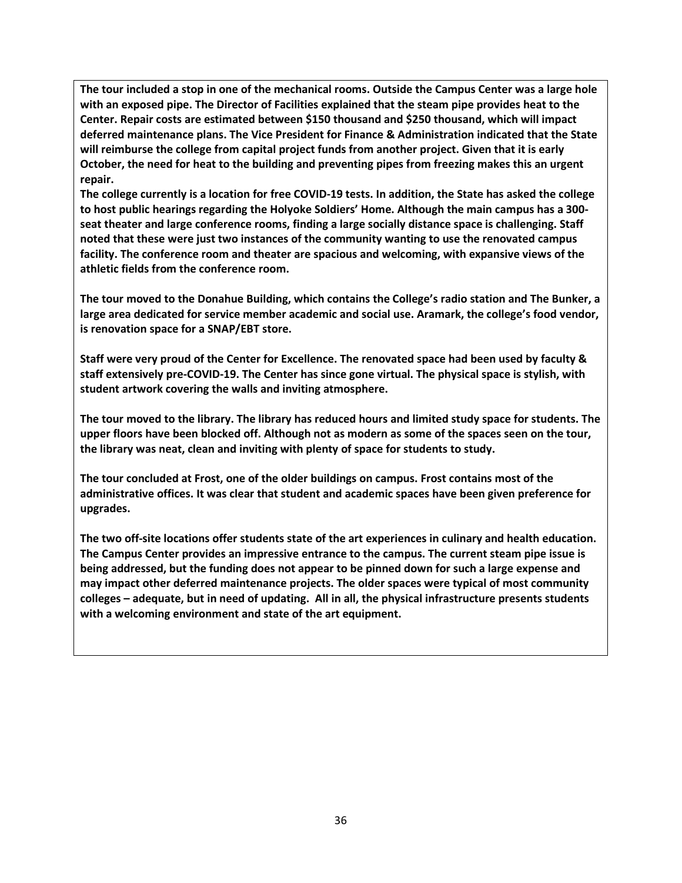**The tour included a stop in one of the mechanical rooms. Outside the Campus Center was a large hole with an exposed pipe. The Director of Facilities explained that the steam pipe provides heat to the Center. Repair costs are estimated between $150 thousand and $250 thousand, which will impact deferred maintenance plans. The Vice President for Finance & Administration indicated that the State will reimburse the college from capital project funds from another project. Given that it is early October, the need for heat to the building and preventing pipes from freezing makes this an urgent repair.**
**The college currently is a location for free COVID-19 tests. In addition, the State has asked the college to host public hearings regarding the Holyoke Soldiers' Home. Although the main campus has a 300-seat theater and large conference rooms, finding a large socially distance space is challenging. Staff noted that these were just two instances of the community wanting to use the renovated campus facility. The conference room and theater are spacious and welcoming, with expansive views of the athletic fields from the conference room.**

**The tour moved to the Donahue Building, which contains the College's radio station and The Bunker, a large area dedicated for service member academic and social use. Aramark, the college's food vendor, is renovation space for a SNAP/EBT store.**

**Staff were very proud of the Center for Excellence. The renovated space had been used by faculty & staff extensively pre-COVID-19. The Center has since gone virtual. The physical space is stylish, with student artwork covering the walls and inviting atmosphere.**

**The tour moved to the library. The library has reduced hours and limited study space for students. The upper floors have been blocked off. Although not as modern as some of the spaces seen on the tour, the library was neat, clean and inviting with plenty of space for students to study.**

**The tour concluded at Frost, one of the older buildings on campus. Frost contains most of the administrative offices. It was clear that student and academic spaces have been given preference for upgrades.**

**The two off-site locations offer students state of the art experiences in culinary and health education. The Campus Center provides an impressive entrance to the campus. The current steam pipe issue is being addressed, but the funding does not appear to be pinned down for such a large expense and may impact other deferred maintenance projects. The older spaces were typical of most community colleges – adequate, but in need of updating. All in all, the physical infrastructure presents students with a welcoming environment and state of the art equipment.**